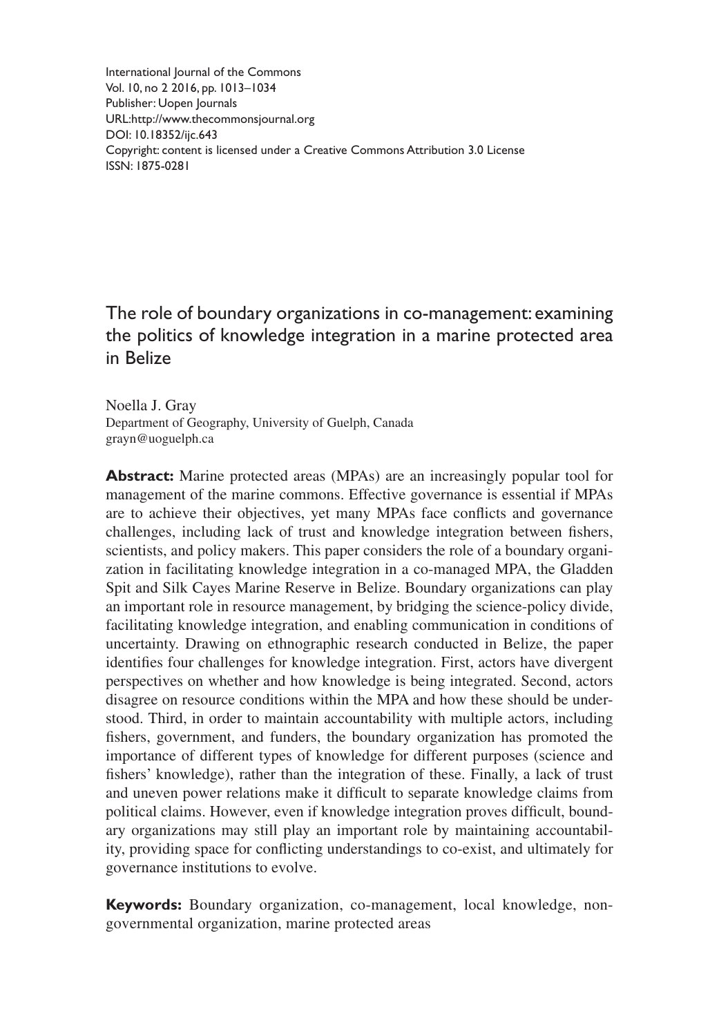International Journal of the Commons
Vol. 10, no 2 2016, pp. 1013–1034
Publisher: Uopen Journals
URL:http://www.thecommonsjournal.org
DOI: 10.18352/ijc.643
Copyright: content is licensed under a Creative Commons Attribution 3.0 License
ISSN: 1875-0281

# The role of boundary organizations in co-management: examining the politics of knowledge integration in a marine protected area in Belize

Noella J. Gray
Department of Geography, University of Guelph, Canada
grayn@uoguelph.ca

**Abstract:** Marine protected areas (MPAs) are an increasingly popular tool for management of the marine commons. Effective governance is essential if MPAs are to achieve their objectives, yet many MPAs face conflicts and governance challenges, including lack of trust and knowledge integration between fishers, scientists, and policy makers. This paper considers the role of a boundary organization in facilitating knowledge integration in a co-managed MPA, the Gladden Spit and Silk Cayes Marine Reserve in Belize. Boundary organizations can play an important role in resource management, by bridging the science-policy divide, facilitating knowledge integration, and enabling communication in conditions of uncertainty. Drawing on ethnographic research conducted in Belize, the paper identifies four challenges for knowledge integration. First, actors have divergent perspectives on whether and how knowledge is being integrated. Second, actors disagree on resource conditions within the MPA and how these should be understood. Third, in order to maintain accountability with multiple actors, including fishers, government, and funders, the boundary organization has promoted the importance of different types of knowledge for different purposes (science and fishers' knowledge), rather than the integration of these. Finally, a lack of trust and uneven power relations make it difficult to separate knowledge claims from political claims. However, even if knowledge integration proves difficult, boundary organizations may still play an important role by maintaining accountability, providing space for conflicting understandings to co-exist, and ultimately for governance institutions to evolve.

**Keywords:** Boundary organization, co-management, local knowledge, non-governmental organization, marine protected areas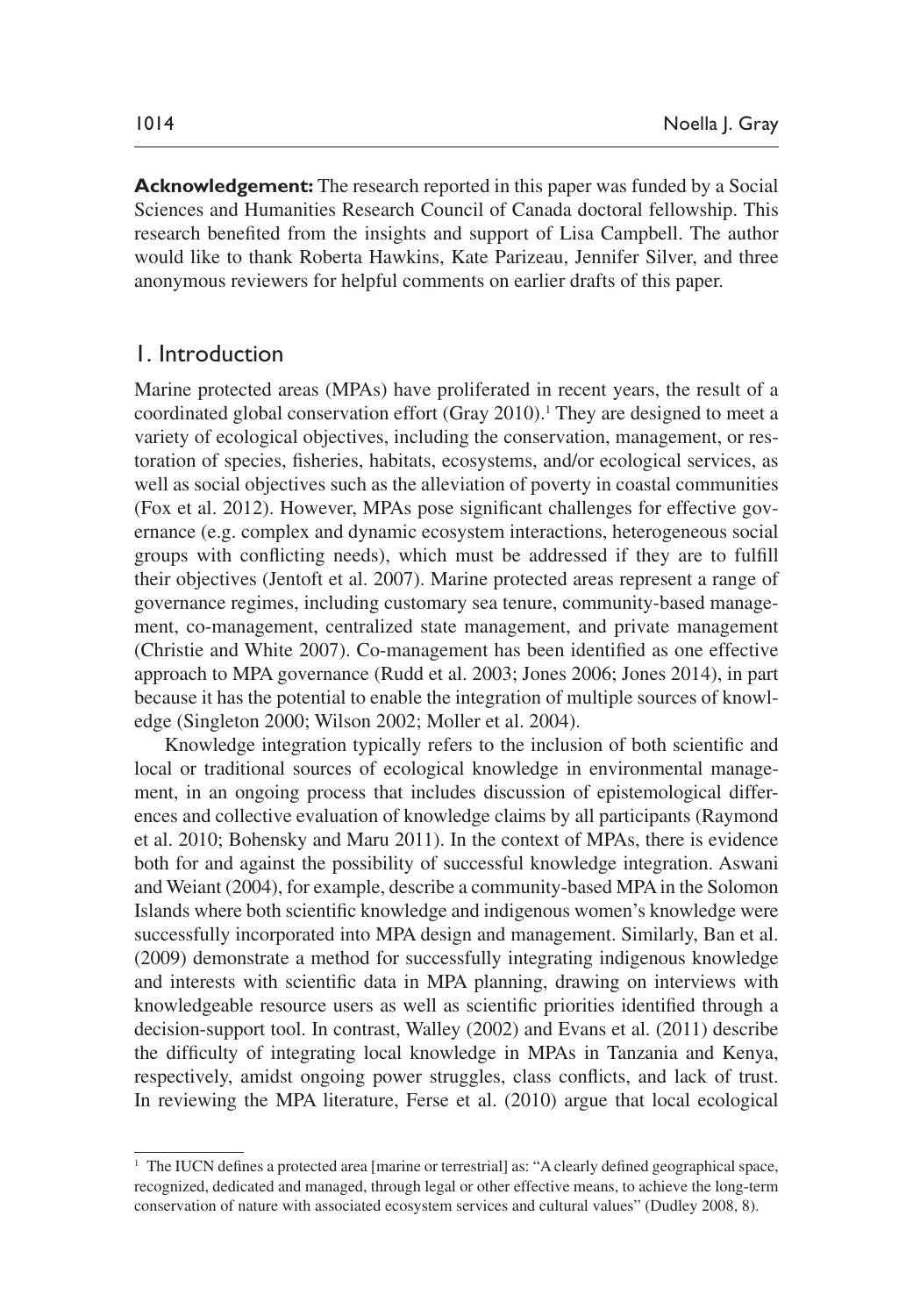**Acknowledgement:** The research reported in this paper was funded by a Social Sciences and Humanities Research Council of Canada doctoral fellowship. This research benefited from the insights and support of Lisa Campbell. The author would like to thank Roberta Hawkins, Kate Parizeau, Jennifer Silver, and three anonymous reviewers for helpful comments on earlier drafts of this paper.

## 1. Introduction

Marine protected areas (MPAs) have proliferated in recent years, the result of a coordinated global conservation effort (Gray 2010).[1] They are designed to meet a variety of ecological objectives, including the conservation, management, or restoration of species, fisheries, habitats, ecosystems, and/or ecological services, as well as social objectives such as the alleviation of poverty in coastal communities (Fox et al. 2012). However, MPAs pose significant challenges for effective governance (e.g. complex and dynamic ecosystem interactions, heterogeneous social groups with conflicting needs), which must be addressed if they are to fulfill their objectives (Jentoft et al. 2007). Marine protected areas represent a range of governance regimes, including customary sea tenure, community-based management, co-management, centralized state management, and private management (Christie and White 2007). Co-management has been identified as one effective approach to MPA governance (Rudd et al. 2003; Jones 2006; Jones 2014), in part because it has the potential to enable the integration of multiple sources of knowledge (Singleton 2000; Wilson 2002; Moller et al. 2004).

Knowledge integration typically refers to the inclusion of both scientific and local or traditional sources of ecological knowledge in environmental management, in an ongoing process that includes discussion of epistemological differences and collective evaluation of knowledge claims by all participants (Raymond et al. 2010; Bohensky and Maru 2011). In the context of MPAs, there is evidence both for and against the possibility of successful knowledge integration. Aswani and Weiant (2004), for example, describe a community-based MPA in the Solomon Islands where both scientific knowledge and indigenous women's knowledge were successfully incorporated into MPA design and management. Similarly, Ban et al. (2009) demonstrate a method for successfully integrating indigenous knowledge and interests with scientific data in MPA planning, drawing on interviews with knowledgeable resource users as well as scientific priorities identified through a decision-support tool. In contrast, Walley (2002) and Evans et al. (2011) describe the difficulty of integrating local knowledge in MPAs in Tanzania and Kenya, respectively, amidst ongoing power struggles, class conflicts, and lack of trust. In reviewing the MPA literature, Ferse et al. (2010) argue that local ecological

[1] The IUCN defines a protected area [marine or terrestrial] as: "A clearly defined geographical space, recognized, dedicated and managed, through legal or other effective means, to achieve the long-term conservation of nature with associated ecosystem services and cultural values" (Dudley 2008, 8).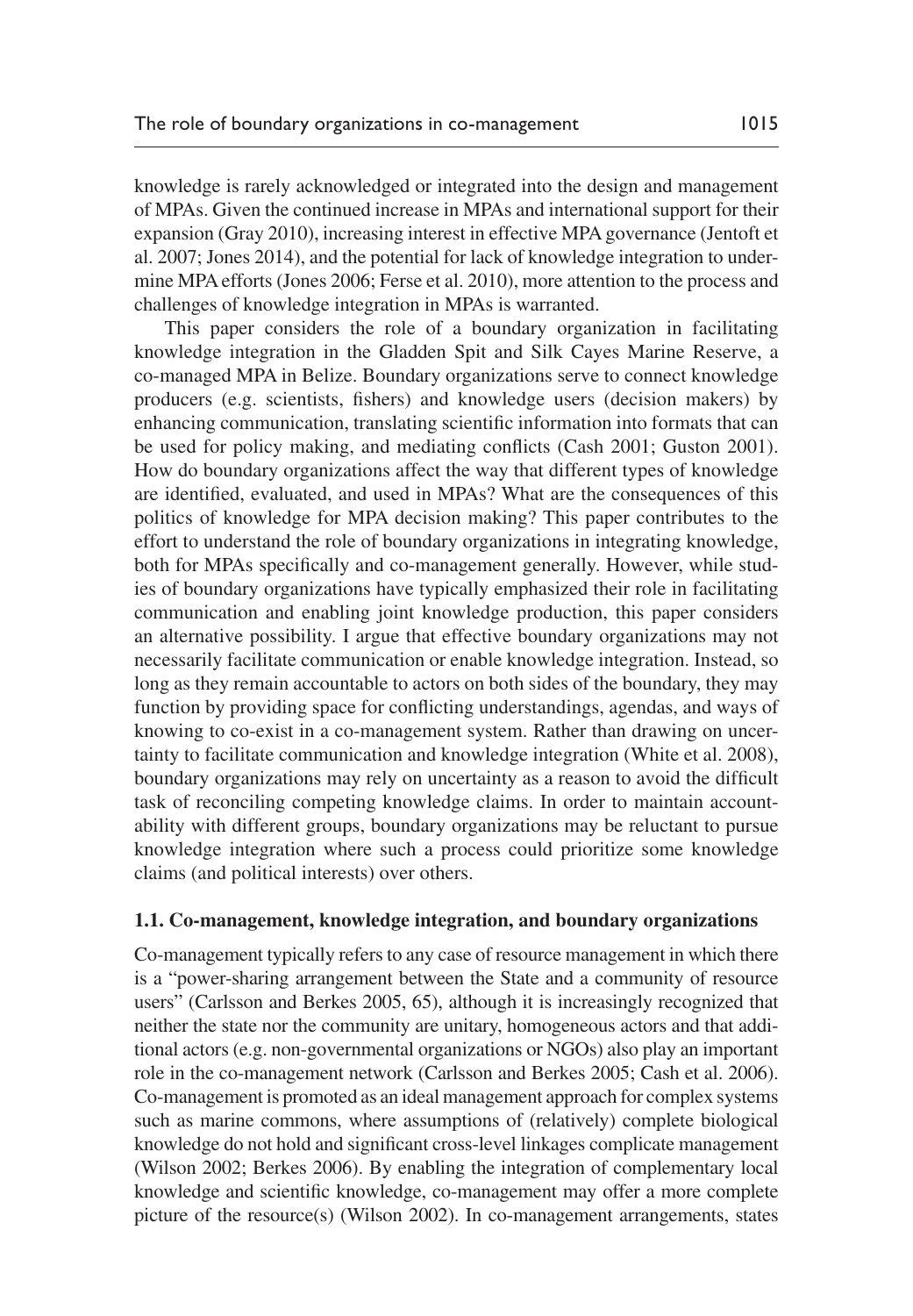knowledge is rarely acknowledged or integrated into the design and management of MPAs. Given the continued increase in MPAs and international support for their expansion (Gray 2010), increasing interest in effective MPA governance (Jentoft et al. 2007; Jones 2014), and the potential for lack of knowledge integration to undermine MPA efforts (Jones 2006; Ferse et al. 2010), more attention to the process and challenges of knowledge integration in MPAs is warranted.

This paper considers the role of a boundary organization in facilitating knowledge integration in the Gladden Spit and Silk Cayes Marine Reserve, a co-managed MPA in Belize. Boundary organizations serve to connect knowledge producers (e.g. scientists, fishers) and knowledge users (decision makers) by enhancing communication, translating scientific information into formats that can be used for policy making, and mediating conflicts (Cash 2001; Guston 2001). How do boundary organizations affect the way that different types of knowledge are identified, evaluated, and used in MPAs? What are the consequences of this politics of knowledge for MPA decision making? This paper contributes to the effort to understand the role of boundary organizations in integrating knowledge, both for MPAs specifically and co-management generally. However, while studies of boundary organizations have typically emphasized their role in facilitating communication and enabling joint knowledge production, this paper considers an alternative possibility. I argue that effective boundary organizations may not necessarily facilitate communication or enable knowledge integration. Instead, so long as they remain accountable to actors on both sides of the boundary, they may function by providing space for conflicting understandings, agendas, and ways of knowing to co-exist in a co-management system. Rather than drawing on uncertainty to facilitate communication and knowledge integration (White et al. 2008), boundary organizations may rely on uncertainty as a reason to avoid the difficult task of reconciling competing knowledge claims. In order to maintain accountability with different groups, boundary organizations may be reluctant to pursue knowledge integration where such a process could prioritize some knowledge claims (and political interests) over others.

### 1.1. Co-management, knowledge integration, and boundary organizations

Co-management typically refers to any case of resource management in which there is a "power-sharing arrangement between the State and a community of resource users" (Carlsson and Berkes 2005, 65), although it is increasingly recognized that neither the state nor the community are unitary, homogeneous actors and that additional actors (e.g. non-governmental organizations or NGOs) also play an important role in the co-management network (Carlsson and Berkes 2005; Cash et al. 2006). Co-management is promoted as an ideal management approach for complex systems such as marine commons, where assumptions of (relatively) complete biological knowledge do not hold and significant cross-level linkages complicate management (Wilson 2002; Berkes 2006). By enabling the integration of complementary local knowledge and scientific knowledge, co-management may offer a more complete picture of the resource(s) (Wilson 2002). In co-management arrangements, states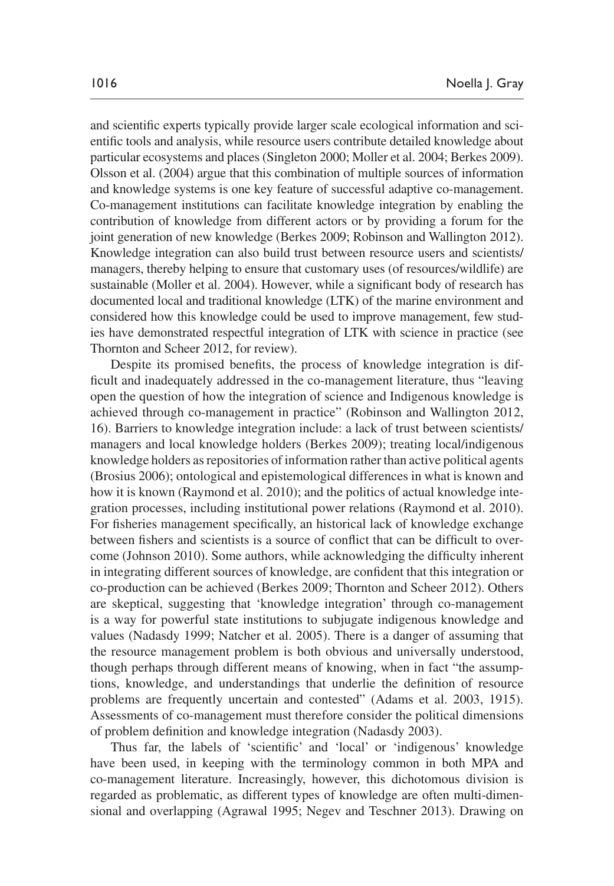and scientific experts typically provide larger scale ecological information and scientific tools and analysis, while resource users contribute detailed knowledge about particular ecosystems and places (Singleton 2000; Moller et al. 2004; Berkes 2009). Olsson et al. (2004) argue that this combination of multiple sources of information and knowledge systems is one key feature of successful adaptive co-management. Co-management institutions can facilitate knowledge integration by enabling the contribution of knowledge from different actors or by providing a forum for the joint generation of new knowledge (Berkes 2009; Robinson and Wallington 2012). Knowledge integration can also build trust between resource users and scientists/ managers, thereby helping to ensure that customary uses (of resources/wildlife) are sustainable (Moller et al. 2004). However, while a significant body of research has documented local and traditional knowledge (LTK) of the marine environment and considered how this knowledge could be used to improve management, few studies have demonstrated respectful integration of LTK with science in practice (see Thornton and Scheer 2012, for review).

Despite its promised benefits, the process of knowledge integration is difficult and inadequately addressed in the co-management literature, thus "leaving open the question of how the integration of science and Indigenous knowledge is achieved through co-management in practice" (Robinson and Wallington 2012, 16). Barriers to knowledge integration include: a lack of trust between scientists/ managers and local knowledge holders (Berkes 2009); treating local/indigenous knowledge holders as repositories of information rather than active political agents (Brosius 2006); ontological and epistemological differences in what is known and how it is known (Raymond et al. 2010); and the politics of actual knowledge integration processes, including institutional power relations (Raymond et al. 2010). For fisheries management specifically, an historical lack of knowledge exchange between fishers and scientists is a source of conflict that can be difficult to overcome (Johnson 2010). Some authors, while acknowledging the difficulty inherent in integrating different sources of knowledge, are confident that this integration or co-production can be achieved (Berkes 2009; Thornton and Scheer 2012). Others are skeptical, suggesting that 'knowledge integration' through co-management is a way for powerful state institutions to subjugate indigenous knowledge and values (Nadasdy 1999; Natcher et al. 2005). There is a danger of assuming that the resource management problem is both obvious and universally understood, though perhaps through different means of knowing, when in fact "the assumptions, knowledge, and understandings that underlie the definition of resource problems are frequently uncertain and contested" (Adams et al. 2003, 1915). Assessments of co-management must therefore consider the political dimensions of problem definition and knowledge integration (Nadasdy 2003).

Thus far, the labels of 'scientific' and 'local' or 'indigenous' knowledge have been used, in keeping with the terminology common in both MPA and co-management literature. Increasingly, however, this dichotomous division is regarded as problematic, as different types of knowledge are often multi-dimensional and overlapping (Agrawal 1995; Negev and Teschner 2013). Drawing on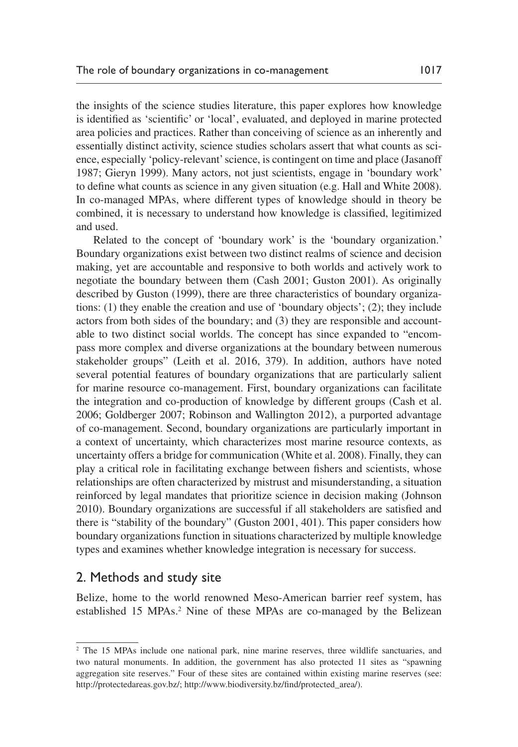the insights of the science studies literature, this paper explores how knowledge is identified as 'scientific' or 'local', evaluated, and deployed in marine protected area policies and practices. Rather than conceiving of science as an inherently and essentially distinct activity, science studies scholars assert that what counts as science, especially 'policy-relevant' science, is contingent on time and place (Jasanoff 1987; Gieryn 1999). Many actors, not just scientists, engage in 'boundary work' to define what counts as science in any given situation (e.g. Hall and White 2008). In co-managed MPAs, where different types of knowledge should in theory be combined, it is necessary to understand how knowledge is classified, legitimized and used.

Related to the concept of 'boundary work' is the 'boundary organization.' Boundary organizations exist between two distinct realms of science and decision making, yet are accountable and responsive to both worlds and actively work to negotiate the boundary between them (Cash 2001; Guston 2001). As originally described by Guston (1999), there are three characteristics of boundary organizations: (1) they enable the creation and use of 'boundary objects'; (2); they include actors from both sides of the boundary; and (3) they are responsible and accountable to two distinct social worlds. The concept has since expanded to "encompass more complex and diverse organizations at the boundary between numerous stakeholder groups" (Leith et al. 2016, 379). In addition, authors have noted several potential features of boundary organizations that are particularly salient for marine resource co-management. First, boundary organizations can facilitate the integration and co-production of knowledge by different groups (Cash et al. 2006; Goldberger 2007; Robinson and Wallington 2012), a purported advantage of co-management. Second, boundary organizations are particularly important in a context of uncertainty, which characterizes most marine resource contexts, as uncertainty offers a bridge for communication (White et al. 2008). Finally, they can play a critical role in facilitating exchange between fishers and scientists, whose relationships are often characterized by mistrust and misunderstanding, a situation reinforced by legal mandates that prioritize science in decision making (Johnson 2010). Boundary organizations are successful if all stakeholders are satisfied and there is "stability of the boundary" (Guston 2001, 401). This paper considers how boundary organizations function in situations characterized by multiple knowledge types and examines whether knowledge integration is necessary for success.

## 2. Methods and study site

Belize, home to the world renowned Meso-American barrier reef system, has established 15 MPAs.[2] Nine of these MPAs are co-managed by the Belizean

[2] The 15 MPAs include one national park, nine marine reserves, three wildlife sanctuaries, and two natural monuments. In addition, the government has also protected 11 sites as "spawning aggregation site reserves." Four of these sites are contained within existing marine reserves (see: http://protectedareas.gov.bz/; http://www.biodiversity.bz/find/protected_area/).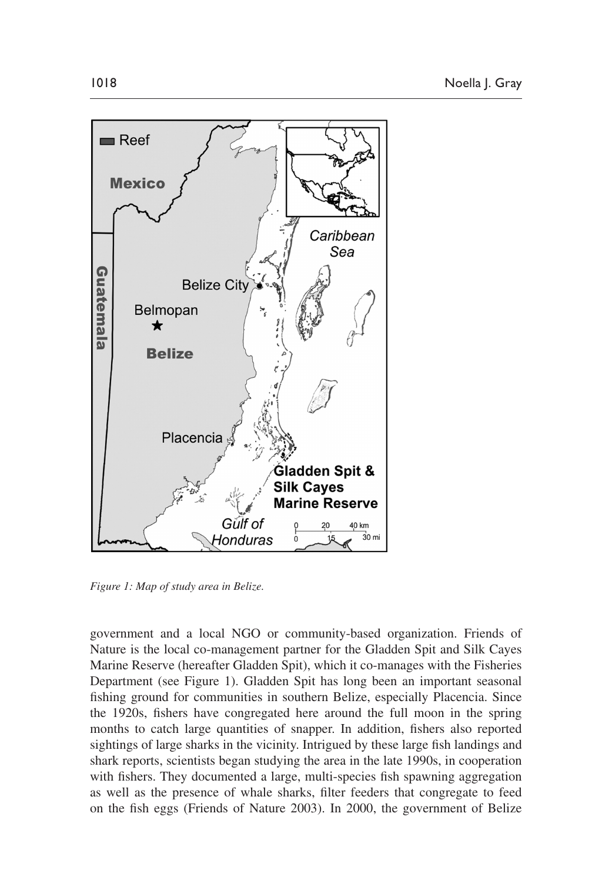*Figure 1: Map of study area in Belize.*

government and a local NGO or community-based organization. Friends of Nature is the local co-management partner for the Gladden Spit and Silk Cayes Marine Reserve (hereafter Gladden Spit), which it co-manages with the Fisheries Department (see Figure 1). Gladden Spit has long been an important seasonal fishing ground for communities in southern Belize, especially Placencia. Since the 1920s, fishers have congregated here around the full moon in the spring months to catch large quantities of snapper. In addition, fishers also reported sightings of large sharks in the vicinity. Intrigued by these large fish landings and shark reports, scientists began studying the area in the late 1990s, in cooperation with fishers. They documented a large, multi-species fish spawning aggregation as well as the presence of whale sharks, filter feeders that congregate to feed on the fish eggs (Friends of Nature 2003). In 2000, the government of Belize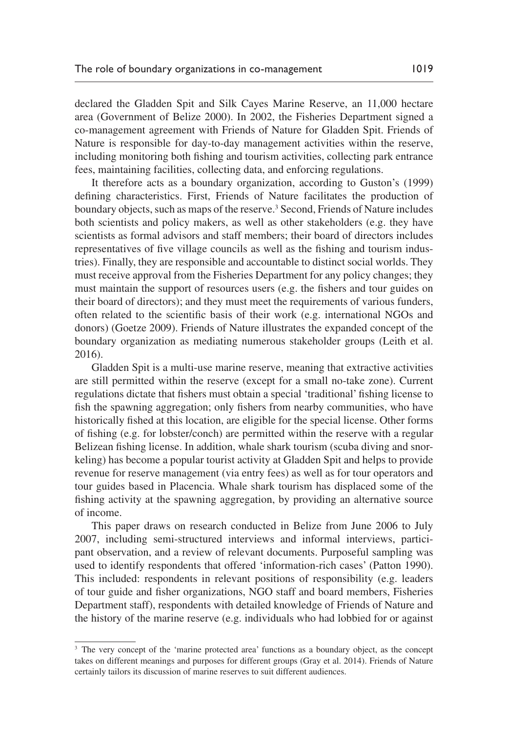declared the Gladden Spit and Silk Cayes Marine Reserve, an 11,000 hectare area (Government of Belize 2000). In 2002, the Fisheries Department signed a co-management agreement with Friends of Nature for Gladden Spit. Friends of Nature is responsible for day-to-day management activities within the reserve, including monitoring both fishing and tourism activities, collecting park entrance fees, maintaining facilities, collecting data, and enforcing regulations.

It therefore acts as a boundary organization, according to Guston's (1999) defining characteristics. First, Friends of Nature facilitates the production of boundary objects, such as maps of the reserve.[3] Second, Friends of Nature includes both scientists and policy makers, as well as other stakeholders (e.g. they have scientists as formal advisors and staff members; their board of directors includes representatives of five village councils as well as the fishing and tourism industries). Finally, they are responsible and accountable to distinct social worlds. They must receive approval from the Fisheries Department for any policy changes; they must maintain the support of resources users (e.g. the fishers and tour guides on their board of directors); and they must meet the requirements of various funders, often related to the scientific basis of their work (e.g. international NGOs and donors) (Goetze 2009). Friends of Nature illustrates the expanded concept of the boundary organization as mediating numerous stakeholder groups (Leith et al. 2016).

Gladden Spit is a multi-use marine reserve, meaning that extractive activities are still permitted within the reserve (except for a small no-take zone). Current regulations dictate that fishers must obtain a special 'traditional' fishing license to fish the spawning aggregation; only fishers from nearby communities, who have historically fished at this location, are eligible for the special license. Other forms of fishing (e.g. for lobster/conch) are permitted within the reserve with a regular Belizean fishing license. In addition, whale shark tourism (scuba diving and snorkeling) has become a popular tourist activity at Gladden Spit and helps to provide revenue for reserve management (via entry fees) as well as for tour operators and tour guides based in Placencia. Whale shark tourism has displaced some of the fishing activity at the spawning aggregation, by providing an alternative source of income.

This paper draws on research conducted in Belize from June 2006 to July 2007, including semi-structured interviews and informal interviews, participant observation, and a review of relevant documents. Purposeful sampling was used to identify respondents that offered 'information-rich cases' (Patton 1990). This included: respondents in relevant positions of responsibility (e.g. leaders of tour guide and fisher organizations, NGO staff and board members, Fisheries Department staff), respondents with detailed knowledge of Friends of Nature and the history of the marine reserve (e.g. individuals who had lobbied for or against

---

[3] The very concept of the 'marine protected area' functions as a boundary object, as the concept takes on different meanings and purposes for different groups (Gray et al. 2014). Friends of Nature certainly tailors its discussion of marine reserves to suit different audiences.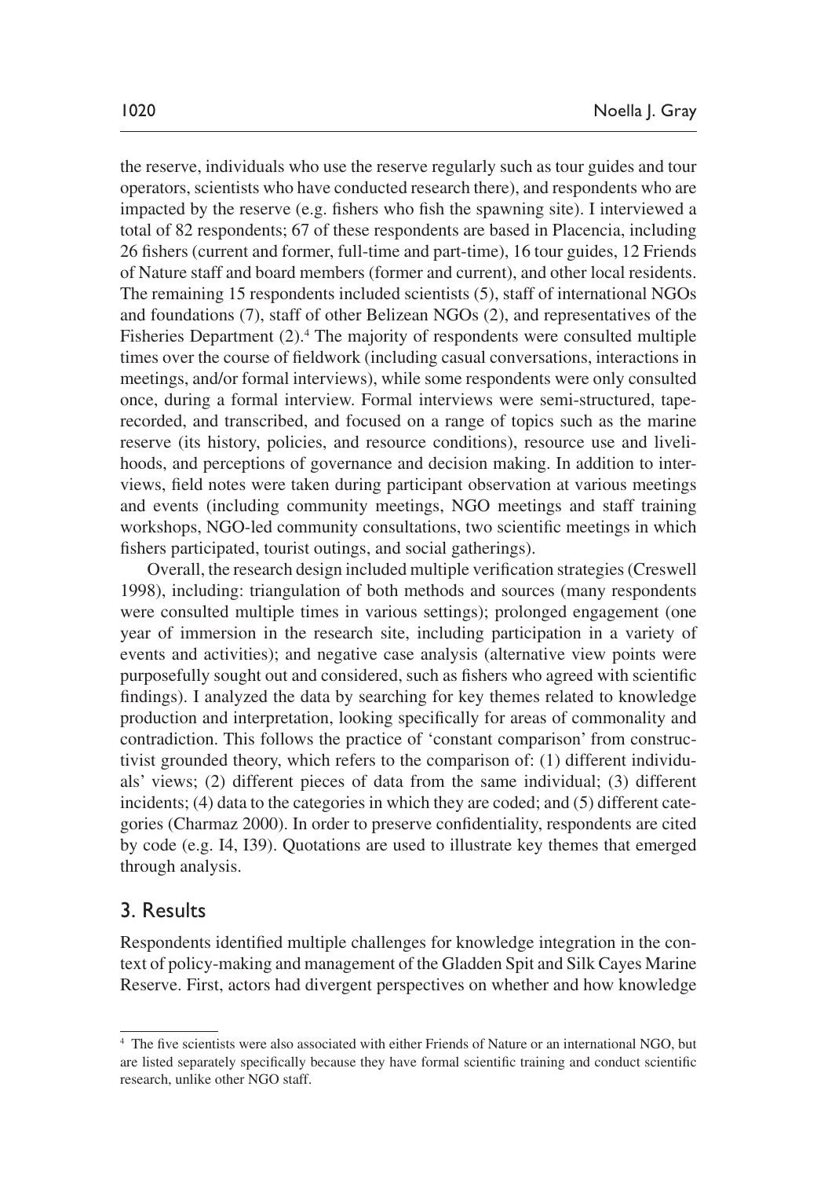the reserve, individuals who use the reserve regularly such as tour guides and tour operators, scientists who have conducted research there), and respondents who are impacted by the reserve (e.g. fishers who fish the spawning site). I interviewed a total of 82 respondents; 67 of these respondents are based in Placencia, including 26 fishers (current and former, full-time and part-time), 16 tour guides, 12 Friends of Nature staff and board members (former and current), and other local residents. The remaining 15 respondents included scientists (5), staff of international NGOs and foundations (7), staff of other Belizean NGOs (2), and representatives of the Fisheries Department (2).[4] The majority of respondents were consulted multiple times over the course of fieldwork (including casual conversations, interactions in meetings, and/or formal interviews), while some respondents were only consulted once, during a formal interview. Formal interviews were semi-structured, tape-recorded, and transcribed, and focused on a range of topics such as the marine reserve (its history, policies, and resource conditions), resource use and livelihoods, and perceptions of governance and decision making. In addition to interviews, field notes were taken during participant observation at various meetings and events (including community meetings, NGO meetings and staff training workshops, NGO-led community consultations, two scientific meetings in which fishers participated, tourist outings, and social gatherings).

Overall, the research design included multiple verification strategies (Creswell 1998), including: triangulation of both methods and sources (many respondents were consulted multiple times in various settings); prolonged engagement (one year of immersion in the research site, including participation in a variety of events and activities); and negative case analysis (alternative view points were purposefully sought out and considered, such as fishers who agreed with scientific findings). I analyzed the data by searching for key themes related to knowledge production and interpretation, looking specifically for areas of commonality and contradiction. This follows the practice of 'constant comparison' from constructivist grounded theory, which refers to the comparison of: (1) different individuals' views; (2) different pieces of data from the same individual; (3) different incidents; (4) data to the categories in which they are coded; and (5) different categories (Charmaz 2000). In order to preserve confidentiality, respondents are cited by code (e.g. I4, I39). Quotations are used to illustrate key themes that emerged through analysis.

## 3. Results

Respondents identified multiple challenges for knowledge integration in the context of policy-making and management of the Gladden Spit and Silk Cayes Marine Reserve. First, actors had divergent perspectives on whether and how knowledge

---

[4] The five scientists were also associated with either Friends of Nature or an international NGO, but are listed separately specifically because they have formal scientific training and conduct scientific research, unlike other NGO staff.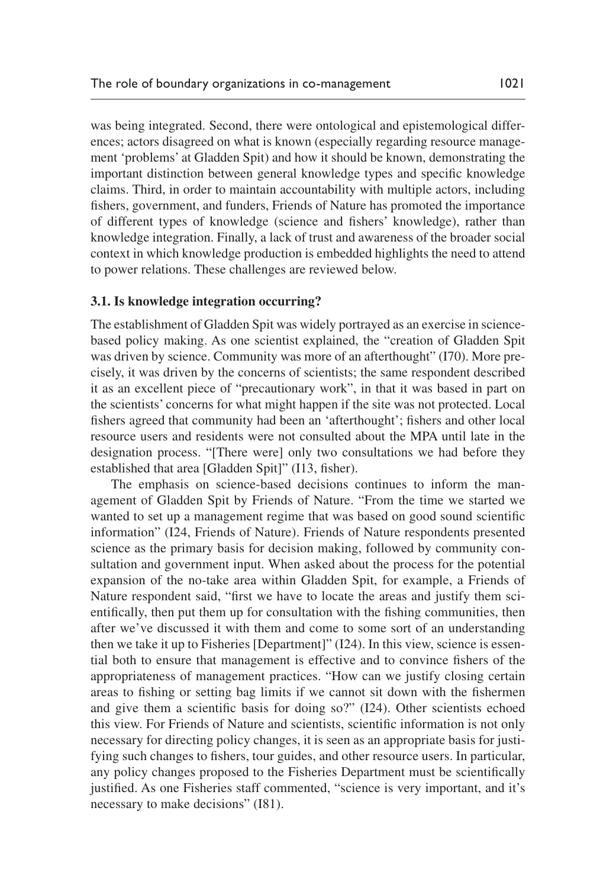was being integrated. Second, there were ontological and epistemological differences; actors disagreed on what is known (especially regarding resource management 'problems' at Gladden Spit) and how it should be known, demonstrating the important distinction between general knowledge types and specific knowledge claims. Third, in order to maintain accountability with multiple actors, including fishers, government, and funders, Friends of Nature has promoted the importance of different types of knowledge (science and fishers' knowledge), rather than knowledge integration. Finally, a lack of trust and awareness of the broader social context in which knowledge production is embedded highlights the need to attend to power relations. These challenges are reviewed below.

### 3.1. Is knowledge integration occurring?

The establishment of Gladden Spit was widely portrayed as an exercise in science-based policy making. As one scientist explained, the "creation of Gladden Spit was driven by science. Community was more of an afterthought" (I70). More precisely, it was driven by the concerns of scientists; the same respondent described it as an excellent piece of "precautionary work", in that it was based in part on the scientists' concerns for what might happen if the site was not protected. Local fishers agreed that community had been an 'afterthought'; fishers and other local resource users and residents were not consulted about the MPA until late in the designation process. "[There were] only two consultations we had before they established that area [Gladden Spit]" (I13, fisher).

The emphasis on science-based decisions continues to inform the management of Gladden Spit by Friends of Nature. "From the time we started we wanted to set up a management regime that was based on good sound scientific information" (I24, Friends of Nature). Friends of Nature respondents presented science as the primary basis for decision making, followed by community consultation and government input. When asked about the process for the potential expansion of the no-take area within Gladden Spit, for example, a Friends of Nature respondent said, "first we have to locate the areas and justify them scientifically, then put them up for consultation with the fishing communities, then after we've discussed it with them and come to some sort of an understanding then we take it up to Fisheries [Department]" (I24). In this view, science is essential both to ensure that management is effective and to convince fishers of the appropriateness of management practices. "How can we justify closing certain areas to fishing or setting bag limits if we cannot sit down with the fishermen and give them a scientific basis for doing so?" (I24). Other scientists echoed this view. For Friends of Nature and scientists, scientific information is not only necessary for directing policy changes, it is seen as an appropriate basis for justifying such changes to fishers, tour guides, and other resource users. In particular, any policy changes proposed to the Fisheries Department must be scientifically justified. As one Fisheries staff commented, "science is very important, and it's necessary to make decisions" (I81).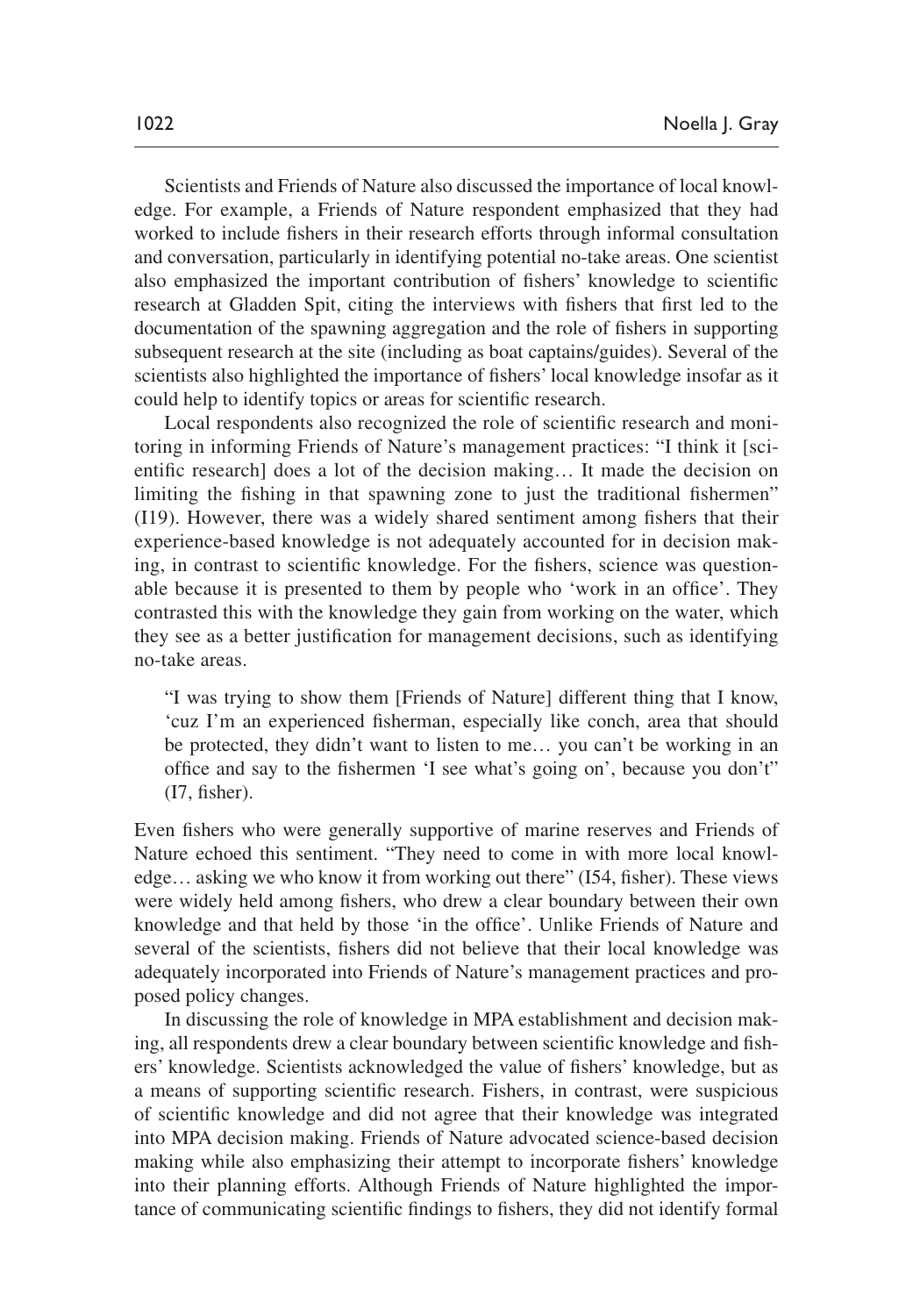Scientists and Friends of Nature also discussed the importance of local knowledge. For example, a Friends of Nature respondent emphasized that they had worked to include fishers in their research efforts through informal consultation and conversation, particularly in identifying potential no-take areas. One scientist also emphasized the important contribution of fishers' knowledge to scientific research at Gladden Spit, citing the interviews with fishers that first led to the documentation of the spawning aggregation and the role of fishers in supporting subsequent research at the site (including as boat captains/guides). Several of the scientists also highlighted the importance of fishers' local knowledge insofar as it could help to identify topics or areas for scientific research.

Local respondents also recognized the role of scientific research and monitoring in informing Friends of Nature's management practices: "I think it [scientific research] does a lot of the decision making… It made the decision on limiting the fishing in that spawning zone to just the traditional fishermen" (I19). However, there was a widely shared sentiment among fishers that their experience-based knowledge is not adequately accounted for in decision making, in contrast to scientific knowledge. For the fishers, science was questionable because it is presented to them by people who 'work in an office'. They contrasted this with the knowledge they gain from working on the water, which they see as a better justification for management decisions, such as identifying no-take areas.

> "I was trying to show them [Friends of Nature] different thing that I know, 'cuz I'm an experienced fisherman, especially like conch, area that should be protected, they didn't want to listen to me… you can't be working in an office and say to the fishermen 'I see what's going on', because you don't" (I7, fisher).

Even fishers who were generally supportive of marine reserves and Friends of Nature echoed this sentiment. "They need to come in with more local knowledge… asking we who know it from working out there" (I54, fisher). These views were widely held among fishers, who drew a clear boundary between their own knowledge and that held by those 'in the office'. Unlike Friends of Nature and several of the scientists, fishers did not believe that their local knowledge was adequately incorporated into Friends of Nature's management practices and proposed policy changes.

In discussing the role of knowledge in MPA establishment and decision making, all respondents drew a clear boundary between scientific knowledge and fishers' knowledge. Scientists acknowledged the value of fishers' knowledge, but as a means of supporting scientific research. Fishers, in contrast, were suspicious of scientific knowledge and did not agree that their knowledge was integrated into MPA decision making. Friends of Nature advocated science-based decision making while also emphasizing their attempt to incorporate fishers' knowledge into their planning efforts. Although Friends of Nature highlighted the importance of communicating scientific findings to fishers, they did not identify formal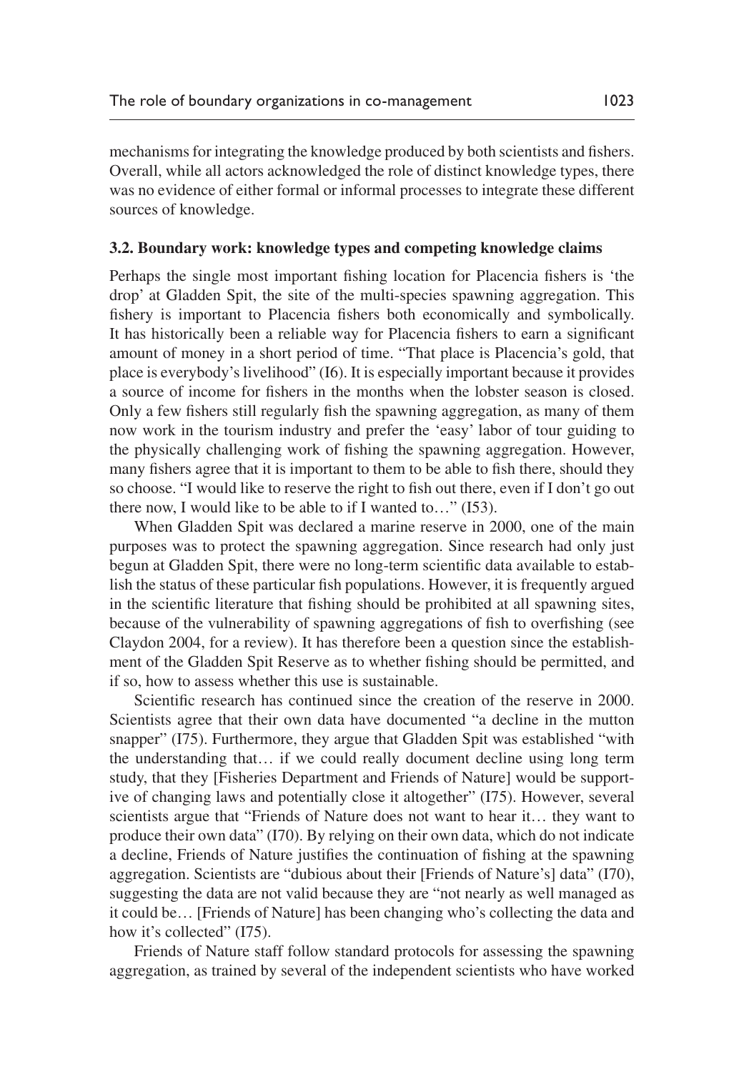mechanisms for integrating the knowledge produced by both scientists and fishers. Overall, while all actors acknowledged the role of distinct knowledge types, there was no evidence of either formal or informal processes to integrate these different sources of knowledge.

### 3.2. Boundary work: knowledge types and competing knowledge claims

Perhaps the single most important fishing location for Placencia fishers is 'the drop' at Gladden Spit, the site of the multi-species spawning aggregation. This fishery is important to Placencia fishers both economically and symbolically. It has historically been a reliable way for Placencia fishers to earn a significant amount of money in a short period of time. "That place is Placencia's gold, that place is everybody's livelihood" (I6). It is especially important because it provides a source of income for fishers in the months when the lobster season is closed. Only a few fishers still regularly fish the spawning aggregation, as many of them now work in the tourism industry and prefer the 'easy' labor of tour guiding to the physically challenging work of fishing the spawning aggregation. However, many fishers agree that it is important to them to be able to fish there, should they so choose. "I would like to reserve the right to fish out there, even if I don't go out there now, I would like to be able to if I wanted to…" (I53).

When Gladden Spit was declared a marine reserve in 2000, one of the main purposes was to protect the spawning aggregation. Since research had only just begun at Gladden Spit, there were no long-term scientific data available to establish the status of these particular fish populations. However, it is frequently argued in the scientific literature that fishing should be prohibited at all spawning sites, because of the vulnerability of spawning aggregations of fish to overfishing (see Claydon 2004, for a review). It has therefore been a question since the establishment of the Gladden Spit Reserve as to whether fishing should be permitted, and if so, how to assess whether this use is sustainable.

Scientific research has continued since the creation of the reserve in 2000. Scientists agree that their own data have documented "a decline in the mutton snapper" (I75). Furthermore, they argue that Gladden Spit was established "with the understanding that… if we could really document decline using long term study, that they [Fisheries Department and Friends of Nature] would be supportive of changing laws and potentially close it altogether" (I75). However, several scientists argue that "Friends of Nature does not want to hear it… they want to produce their own data" (I70). By relying on their own data, which do not indicate a decline, Friends of Nature justifies the continuation of fishing at the spawning aggregation. Scientists are "dubious about their [Friends of Nature's] data" (I70), suggesting the data are not valid because they are "not nearly as well managed as it could be… [Friends of Nature] has been changing who's collecting the data and how it's collected" (I75).

Friends of Nature staff follow standard protocols for assessing the spawning aggregation, as trained by several of the independent scientists who have worked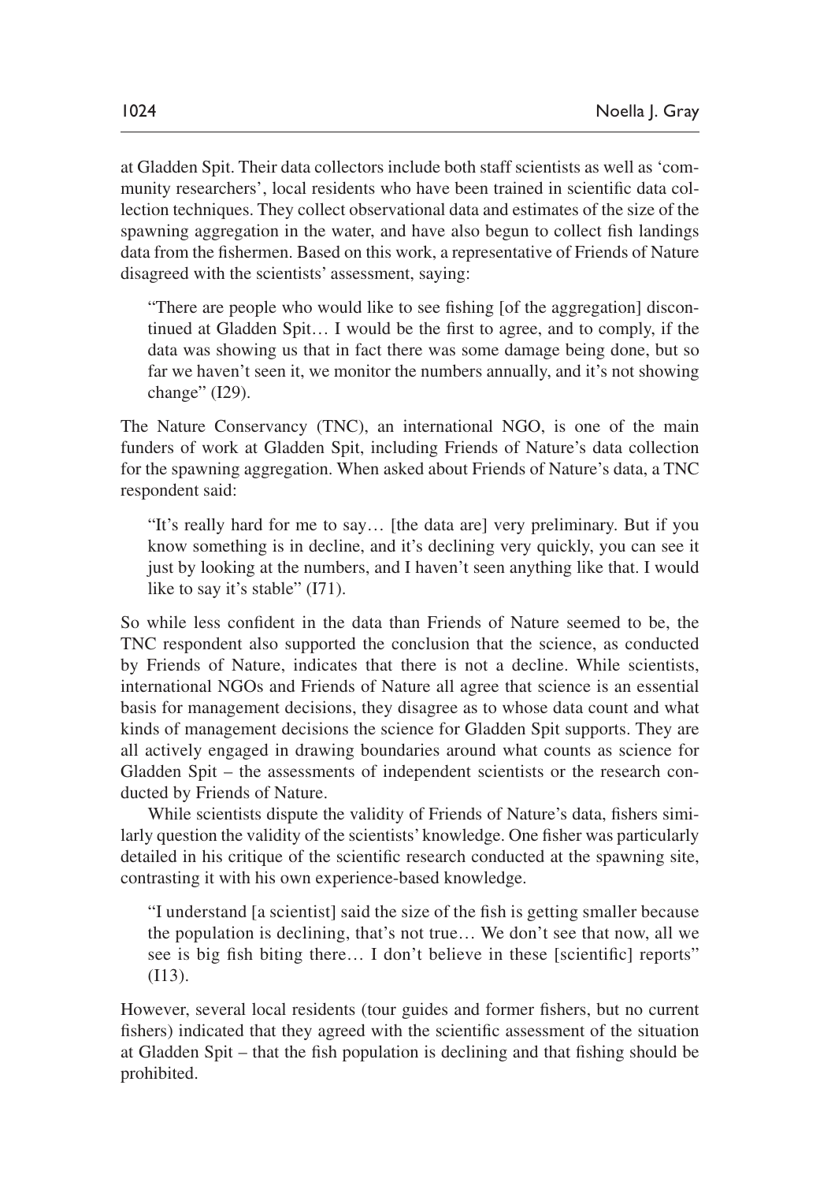at Gladden Spit. Their data collectors include both staff scientists as well as 'community researchers', local residents who have been trained in scientific data collection techniques. They collect observational data and estimates of the size of the spawning aggregation in the water, and have also begun to collect fish landings data from the fishermen. Based on this work, a representative of Friends of Nature disagreed with the scientists' assessment, saying:

> "There are people who would like to see fishing [of the aggregation] discontinued at Gladden Spit… I would be the first to agree, and to comply, if the data was showing us that in fact there was some damage being done, but so far we haven't seen it, we monitor the numbers annually, and it's not showing change" (I29).

The Nature Conservancy (TNC), an international NGO, is one of the main funders of work at Gladden Spit, including Friends of Nature's data collection for the spawning aggregation. When asked about Friends of Nature's data, a TNC respondent said:

> "It's really hard for me to say… [the data are] very preliminary. But if you know something is in decline, and it's declining very quickly, you can see it just by looking at the numbers, and I haven't seen anything like that. I would like to say it's stable" (I71).

So while less confident in the data than Friends of Nature seemed to be, the TNC respondent also supported the conclusion that the science, as conducted by Friends of Nature, indicates that there is not a decline. While scientists, international NGOs and Friends of Nature all agree that science is an essential basis for management decisions, they disagree as to whose data count and what kinds of management decisions the science for Gladden Spit supports. They are all actively engaged in drawing boundaries around what counts as science for Gladden Spit – the assessments of independent scientists or the research conducted by Friends of Nature.

While scientists dispute the validity of Friends of Nature's data, fishers similarly question the validity of the scientists' knowledge. One fisher was particularly detailed in his critique of the scientific research conducted at the spawning site, contrasting it with his own experience-based knowledge.

> "I understand [a scientist] said the size of the fish is getting smaller because the population is declining, that's not true… We don't see that now, all we see is big fish biting there… I don't believe in these [scientific] reports" (I13).

However, several local residents (tour guides and former fishers, but no current fishers) indicated that they agreed with the scientific assessment of the situation at Gladden Spit – that the fish population is declining and that fishing should be prohibited.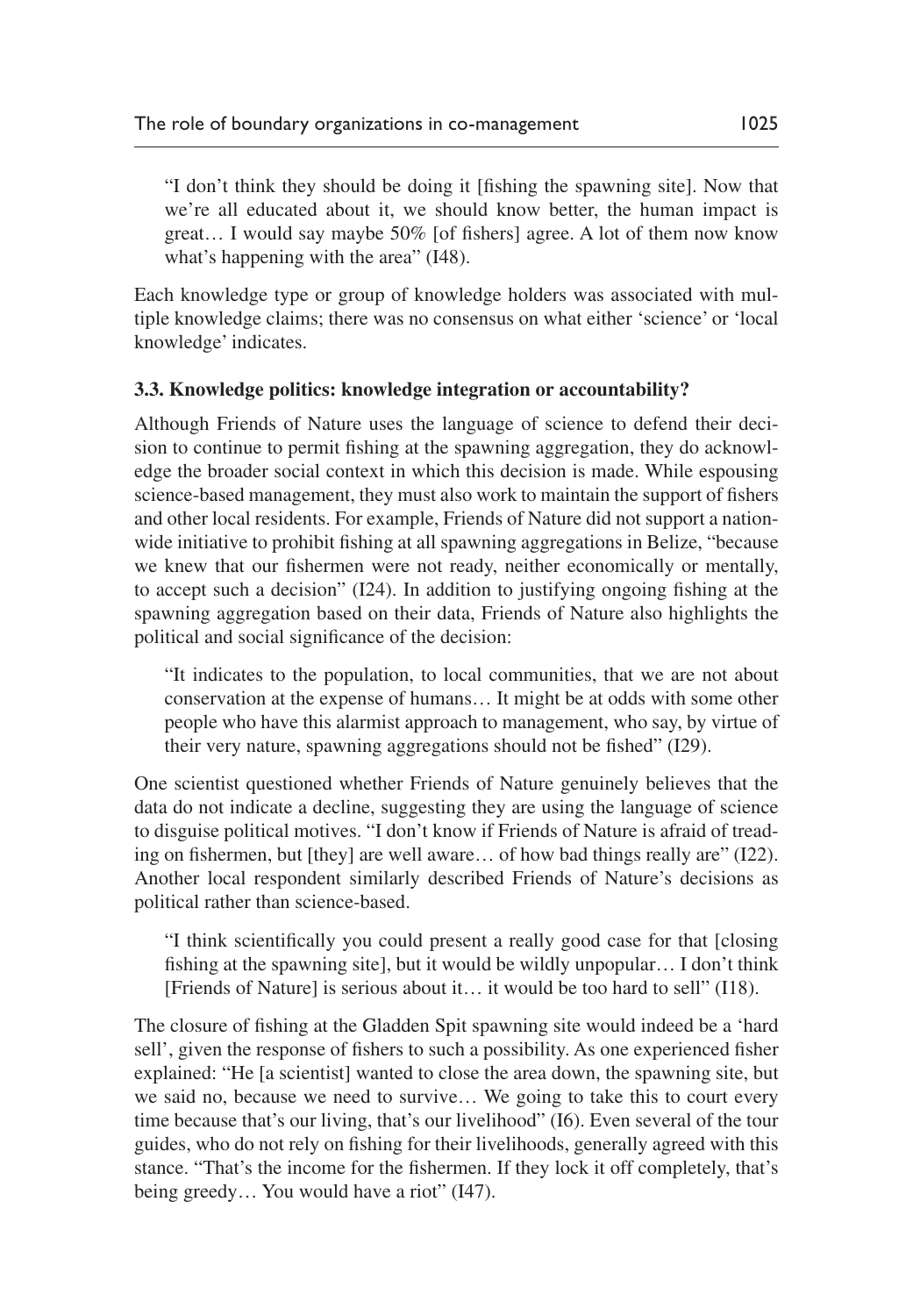"I don't think they should be doing it [fishing the spawning site]. Now that we're all educated about it, we should know better, the human impact is great… I would say maybe 50% [of fishers] agree. A lot of them now know what's happening with the area" (I48).

Each knowledge type or group of knowledge holders was associated with multiple knowledge claims; there was no consensus on what either 'science' or 'local knowledge' indicates.

### 3.3. Knowledge politics: knowledge integration or accountability?

Although Friends of Nature uses the language of science to defend their decision to continue to permit fishing at the spawning aggregation, they do acknowledge the broader social context in which this decision is made. While espousing science-based management, they must also work to maintain the support of fishers and other local residents. For example, Friends of Nature did not support a nationwide initiative to prohibit fishing at all spawning aggregations in Belize, "because we knew that our fishermen were not ready, neither economically or mentally, to accept such a decision" (I24). In addition to justifying ongoing fishing at the spawning aggregation based on their data, Friends of Nature also highlights the political and social significance of the decision:

"It indicates to the population, to local communities, that we are not about conservation at the expense of humans… It might be at odds with some other people who have this alarmist approach to management, who say, by virtue of their very nature, spawning aggregations should not be fished" (I29).

One scientist questioned whether Friends of Nature genuinely believes that the data do not indicate a decline, suggesting they are using the language of science to disguise political motives. "I don't know if Friends of Nature is afraid of treading on fishermen, but [they] are well aware… of how bad things really are" (I22). Another local respondent similarly described Friends of Nature's decisions as political rather than science-based.

"I think scientifically you could present a really good case for that [closing fishing at the spawning site], but it would be wildly unpopular… I don't think [Friends of Nature] is serious about it… it would be too hard to sell" (I18).

The closure of fishing at the Gladden Spit spawning site would indeed be a 'hard sell', given the response of fishers to such a possibility. As one experienced fisher explained: "He [a scientist] wanted to close the area down, the spawning site, but we said no, because we need to survive… We going to take this to court every time because that's our living, that's our livelihood" (I6). Even several of the tour guides, who do not rely on fishing for their livelihoods, generally agreed with this stance. "That's the income for the fishermen. If they lock it off completely, that's being greedy… You would have a riot" (I47).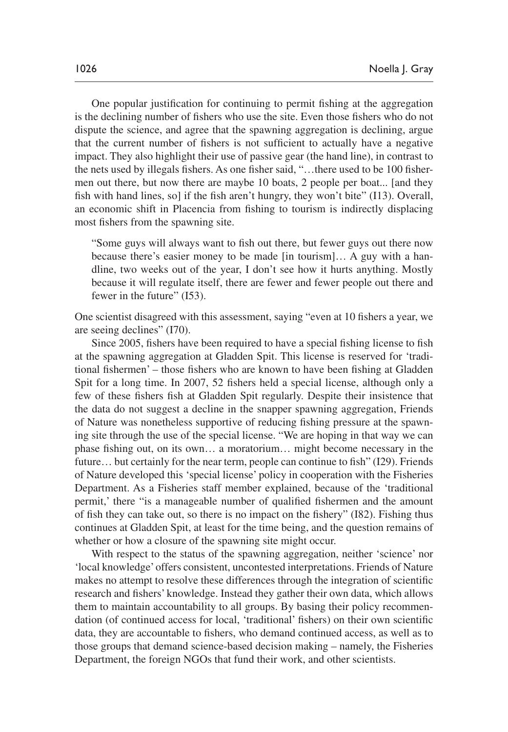One popular justification for continuing to permit fishing at the aggregation is the declining number of fishers who use the site. Even those fishers who do not dispute the science, and agree that the spawning aggregation is declining, argue that the current number of fishers is not sufficient to actually have a negative impact. They also highlight their use of passive gear (the hand line), in contrast to the nets used by illegals fishers. As one fisher said, "…there used to be 100 fishermen out there, but now there are maybe 10 boats, 2 people per boat... [and they fish with hand lines, so] if the fish aren't hungry, they won't bite" (I13). Overall, an economic shift in Placencia from fishing to tourism is indirectly displacing most fishers from the spawning site.

> "Some guys will always want to fish out there, but fewer guys out there now because there's easier money to be made [in tourism]… A guy with a handline, two weeks out of the year, I don't see how it hurts anything. Mostly because it will regulate itself, there are fewer and fewer people out there and fewer in the future" (I53).

One scientist disagreed with this assessment, saying "even at 10 fishers a year, we are seeing declines" (I70).

Since 2005, fishers have been required to have a special fishing license to fish at the spawning aggregation at Gladden Spit. This license is reserved for 'traditional fishermen' – those fishers who are known to have been fishing at Gladden Spit for a long time. In 2007, 52 fishers held a special license, although only a few of these fishers fish at Gladden Spit regularly. Despite their insistence that the data do not suggest a decline in the snapper spawning aggregation, Friends of Nature was nonetheless supportive of reducing fishing pressure at the spawning site through the use of the special license. "We are hoping in that way we can phase fishing out, on its own… a moratorium… might become necessary in the future… but certainly for the near term, people can continue to fish" (I29). Friends of Nature developed this 'special license' policy in cooperation with the Fisheries Department. As a Fisheries staff member explained, because of the 'traditional permit,' there "is a manageable number of qualified fishermen and the amount of fish they can take out, so there is no impact on the fishery" (I82). Fishing thus continues at Gladden Spit, at least for the time being, and the question remains of whether or how a closure of the spawning site might occur.

With respect to the status of the spawning aggregation, neither 'science' nor 'local knowledge' offers consistent, uncontested interpretations. Friends of Nature makes no attempt to resolve these differences through the integration of scientific research and fishers' knowledge. Instead they gather their own data, which allows them to maintain accountability to all groups. By basing their policy recommendation (of continued access for local, 'traditional' fishers) on their own scientific data, they are accountable to fishers, who demand continued access, as well as to those groups that demand science-based decision making – namely, the Fisheries Department, the foreign NGOs that fund their work, and other scientists.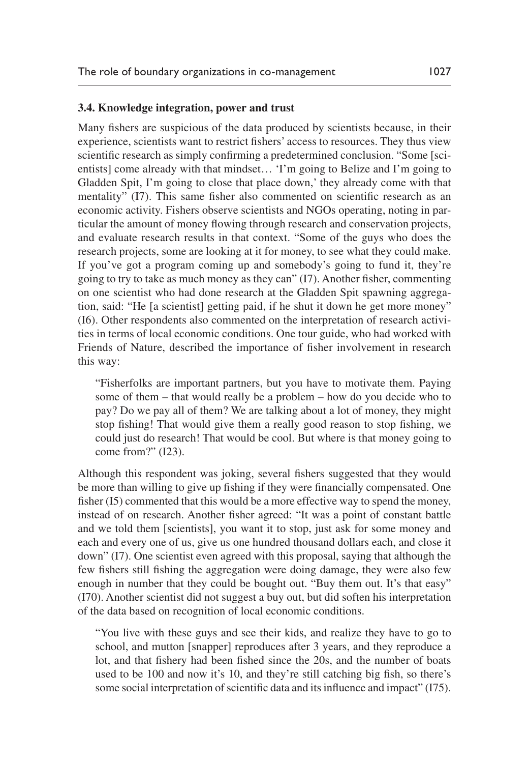### 3.4. Knowledge integration, power and trust

Many fishers are suspicious of the data produced by scientists because, in their experience, scientists want to restrict fishers' access to resources. They thus view scientific research as simply confirming a predetermined conclusion. "Some [scientists] come already with that mindset… 'I'm going to Belize and I'm going to Gladden Spit, I'm going to close that place down,' they already come with that mentality" (I7). This same fisher also commented on scientific research as an economic activity. Fishers observe scientists and NGOs operating, noting in particular the amount of money flowing through research and conservation projects, and evaluate research results in that context. "Some of the guys who does the research projects, some are looking at it for money, to see what they could make. If you've got a program coming up and somebody's going to fund it, they're going to try to take as much money as they can" (I7). Another fisher, commenting on one scientist who had done research at the Gladden Spit spawning aggregation, said: "He [a scientist] getting paid, if he shut it down he get more money" (I6). Other respondents also commented on the interpretation of research activities in terms of local economic conditions. One tour guide, who had worked with Friends of Nature, described the importance of fisher involvement in research this way:

> "Fisherfolks are important partners, but you have to motivate them. Paying some of them – that would really be a problem – how do you decide who to pay? Do we pay all of them? We are talking about a lot of money, they might stop fishing! That would give them a really good reason to stop fishing, we could just do research! That would be cool. But where is that money going to come from?" (I23).

Although this respondent was joking, several fishers suggested that they would be more than willing to give up fishing if they were financially compensated. One fisher (I5) commented that this would be a more effective way to spend the money, instead of on research. Another fisher agreed: "It was a point of constant battle and we told them [scientists], you want it to stop, just ask for some money and each and every one of us, give us one hundred thousand dollars each, and close it down" (I7). One scientist even agreed with this proposal, saying that although the few fishers still fishing the aggregation were doing damage, they were also few enough in number that they could be bought out. "Buy them out. It's that easy" (I70). Another scientist did not suggest a buy out, but did soften his interpretation of the data based on recognition of local economic conditions.

> "You live with these guys and see their kids, and realize they have to go to school, and mutton [snapper] reproduces after 3 years, and they reproduce a lot, and that fishery had been fished since the 20s, and the number of boats used to be 100 and now it's 10, and they're still catching big fish, so there's some social interpretation of scientific data and its influence and impact" (I75).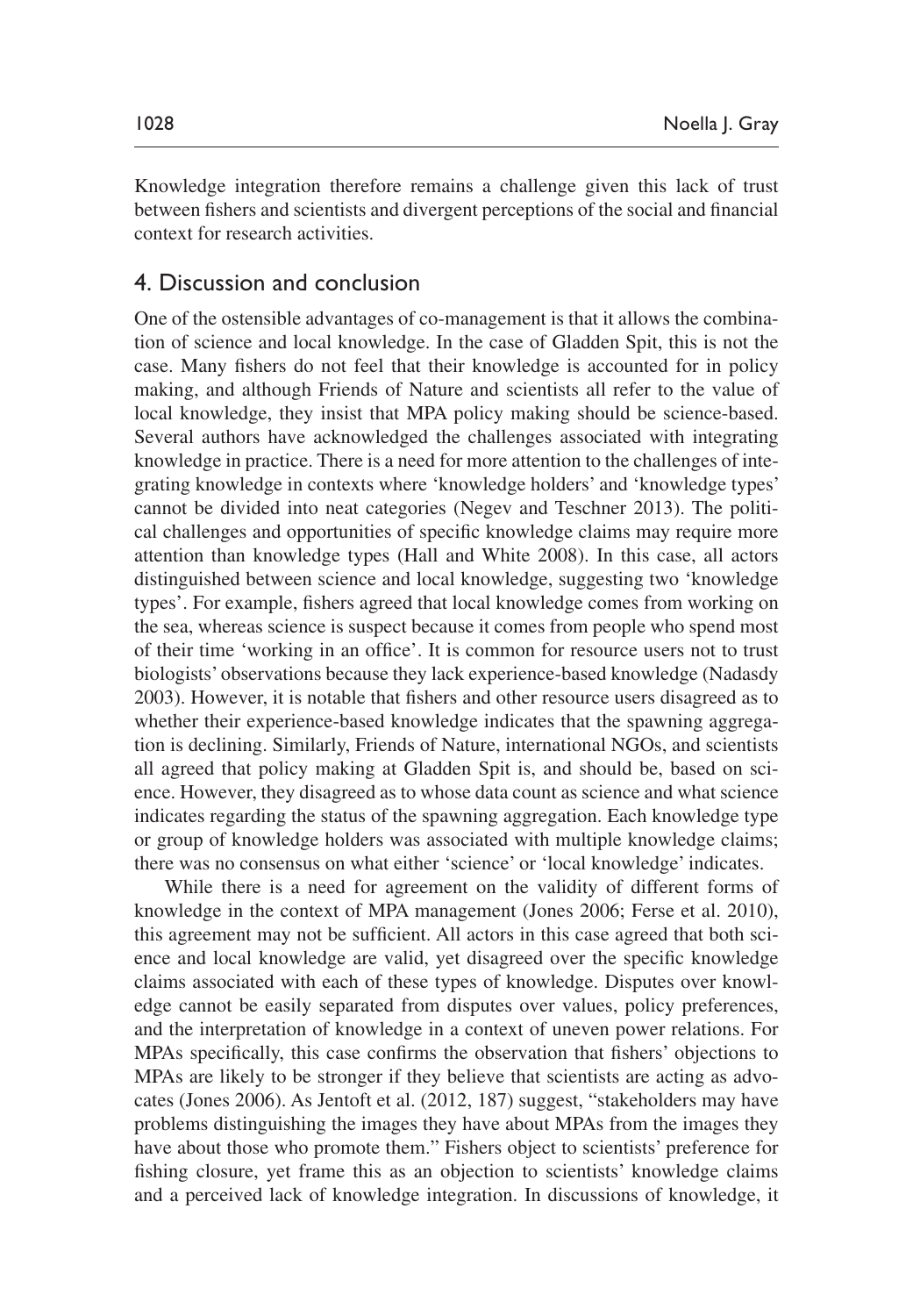Knowledge integration therefore remains a challenge given this lack of trust between fishers and scientists and divergent perceptions of the social and financial context for research activities.

## 4. Discussion and conclusion

One of the ostensible advantages of co-management is that it allows the combination of science and local knowledge. In the case of Gladden Spit, this is not the case. Many fishers do not feel that their knowledge is accounted for in policy making, and although Friends of Nature and scientists all refer to the value of local knowledge, they insist that MPA policy making should be science-based. Several authors have acknowledged the challenges associated with integrating knowledge in practice. There is a need for more attention to the challenges of integrating knowledge in contexts where 'knowledge holders' and 'knowledge types' cannot be divided into neat categories (Negev and Teschner 2013). The political challenges and opportunities of specific knowledge claims may require more attention than knowledge types (Hall and White 2008). In this case, all actors distinguished between science and local knowledge, suggesting two 'knowledge types'. For example, fishers agreed that local knowledge comes from working on the sea, whereas science is suspect because it comes from people who spend most of their time 'working in an office'. It is common for resource users not to trust biologists' observations because they lack experience-based knowledge (Nadasdy 2003). However, it is notable that fishers and other resource users disagreed as to whether their experience-based knowledge indicates that the spawning aggregation is declining. Similarly, Friends of Nature, international NGOs, and scientists all agreed that policy making at Gladden Spit is, and should be, based on science. However, they disagreed as to whose data count as science and what science indicates regarding the status of the spawning aggregation. Each knowledge type or group of knowledge holders was associated with multiple knowledge claims; there was no consensus on what either 'science' or 'local knowledge' indicates.

While there is a need for agreement on the validity of different forms of knowledge in the context of MPA management (Jones 2006; Ferse et al. 2010), this agreement may not be sufficient. All actors in this case agreed that both science and local knowledge are valid, yet disagreed over the specific knowledge claims associated with each of these types of knowledge. Disputes over knowledge cannot be easily separated from disputes over values, policy preferences, and the interpretation of knowledge in a context of uneven power relations. For MPAs specifically, this case confirms the observation that fishers' objections to MPAs are likely to be stronger if they believe that scientists are acting as advocates (Jones 2006). As Jentoft et al. (2012, 187) suggest, "stakeholders may have problems distinguishing the images they have about MPAs from the images they have about those who promote them." Fishers object to scientists' preference for fishing closure, yet frame this as an objection to scientists' knowledge claims and a perceived lack of knowledge integration. In discussions of knowledge, it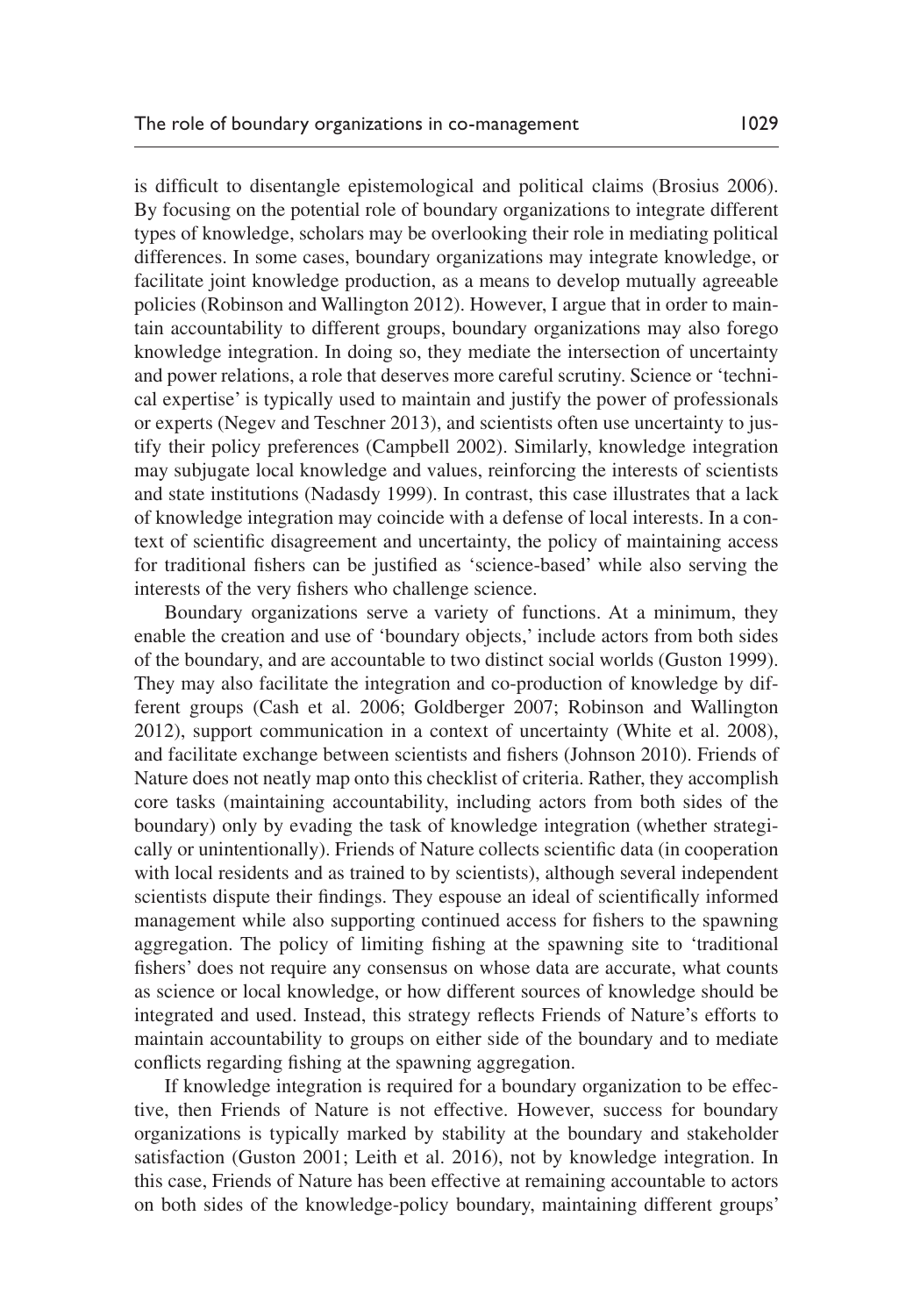is difficult to disentangle epistemological and political claims (Brosius 2006). By focusing on the potential role of boundary organizations to integrate different types of knowledge, scholars may be overlooking their role in mediating political differences. In some cases, boundary organizations may integrate knowledge, or facilitate joint knowledge production, as a means to develop mutually agreeable policies (Robinson and Wallington 2012). However, I argue that in order to maintain accountability to different groups, boundary organizations may also forego knowledge integration. In doing so, they mediate the intersection of uncertainty and power relations, a role that deserves more careful scrutiny. Science or 'technical expertise' is typically used to maintain and justify the power of professionals or experts (Negev and Teschner 2013), and scientists often use uncertainty to justify their policy preferences (Campbell 2002). Similarly, knowledge integration may subjugate local knowledge and values, reinforcing the interests of scientists and state institutions (Nadasdy 1999). In contrast, this case illustrates that a lack of knowledge integration may coincide with a defense of local interests. In a context of scientific disagreement and uncertainty, the policy of maintaining access for traditional fishers can be justified as 'science-based' while also serving the interests of the very fishers who challenge science.

Boundary organizations serve a variety of functions. At a minimum, they enable the creation and use of 'boundary objects,' include actors from both sides of the boundary, and are accountable to two distinct social worlds (Guston 1999). They may also facilitate the integration and co-production of knowledge by different groups (Cash et al. 2006; Goldberger 2007; Robinson and Wallington 2012), support communication in a context of uncertainty (White et al. 2008), and facilitate exchange between scientists and fishers (Johnson 2010). Friends of Nature does not neatly map onto this checklist of criteria. Rather, they accomplish core tasks (maintaining accountability, including actors from both sides of the boundary) only by evading the task of knowledge integration (whether strategically or unintentionally). Friends of Nature collects scientific data (in cooperation with local residents and as trained to by scientists), although several independent scientists dispute their findings. They espouse an ideal of scientifically informed management while also supporting continued access for fishers to the spawning aggregation. The policy of limiting fishing at the spawning site to 'traditional fishers' does not require any consensus on whose data are accurate, what counts as science or local knowledge, or how different sources of knowledge should be integrated and used. Instead, this strategy reflects Friends of Nature's efforts to maintain accountability to groups on either side of the boundary and to mediate conflicts regarding fishing at the spawning aggregation.

If knowledge integration is required for a boundary organization to be effective, then Friends of Nature is not effective. However, success for boundary organizations is typically marked by stability at the boundary and stakeholder satisfaction (Guston 2001; Leith et al. 2016), not by knowledge integration. In this case, Friends of Nature has been effective at remaining accountable to actors on both sides of the knowledge-policy boundary, maintaining different groups'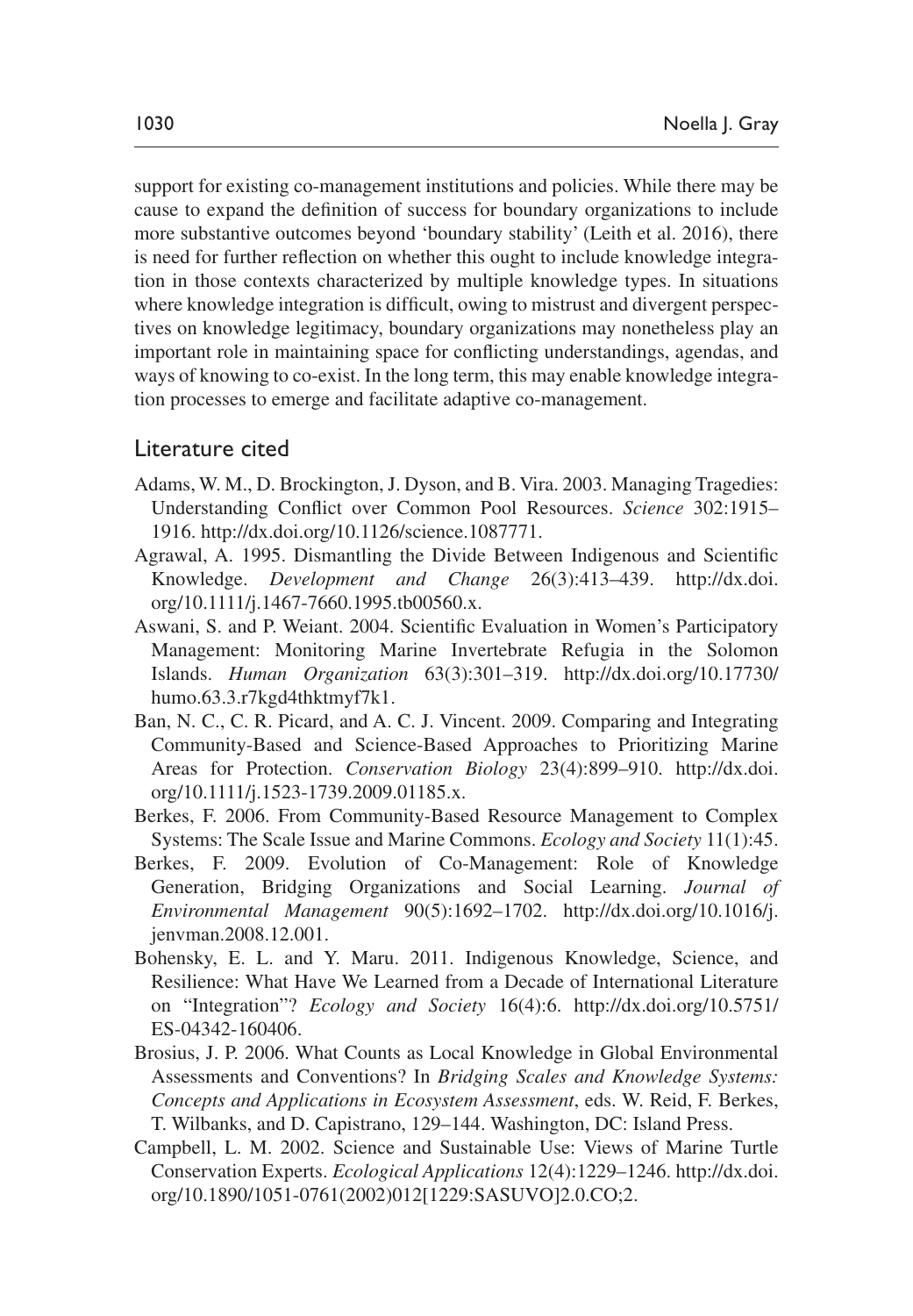support for existing co-management institutions and policies. While there may be cause to expand the definition of success for boundary organizations to include more substantive outcomes beyond 'boundary stability' (Leith et al. 2016), there is need for further reflection on whether this ought to include knowledge integration in those contexts characterized by multiple knowledge types. In situations where knowledge integration is difficult, owing to mistrust and divergent perspectives on knowledge legitimacy, boundary organizations may nonetheless play an important role in maintaining space for conflicting understandings, agendas, and ways of knowing to co-exist. In the long term, this may enable knowledge integration processes to emerge and facilitate adaptive co-management.

## Literature cited

Adams, W. M., D. Brockington, J. Dyson, and B. Vira. 2003. Managing Tragedies: Understanding Conflict over Common Pool Resources. *Science* 302:1915–1916. http://dx.doi.org/10.1126/science.1087771.

Agrawal, A. 1995. Dismantling the Divide Between Indigenous and Scientific Knowledge. *Development and Change* 26(3):413–439. http://dx.doi.org/10.1111/j.1467-7660.1995.tb00560.x.

Aswani, S. and P. Weiant. 2004. Scientific Evaluation in Women's Participatory Management: Monitoring Marine Invertebrate Refugia in the Solomon Islands. *Human Organization* 63(3):301–319. http://dx.doi.org/10.17730/humo.63.3.r7kgd4thktmyf7k1.

Ban, N. C., C. R. Picard, and A. C. J. Vincent. 2009. Comparing and Integrating Community-Based and Science-Based Approaches to Prioritizing Marine Areas for Protection. *Conservation Biology* 23(4):899–910. http://dx.doi.org/10.1111/j.1523-1739.2009.01185.x.

Berkes, F. 2006. From Community-Based Resource Management to Complex Systems: The Scale Issue and Marine Commons. *Ecology and Society* 11(1):45.

Berkes, F. 2009. Evolution of Co-Management: Role of Knowledge Generation, Bridging Organizations and Social Learning. *Journal of Environmental Management* 90(5):1692–1702. http://dx.doi.org/10.1016/j.jenvman.2008.12.001.

Bohensky, E. L. and Y. Maru. 2011. Indigenous Knowledge, Science, and Resilience: What Have We Learned from a Decade of International Literature on "Integration"? *Ecology and Society* 16(4):6. http://dx.doi.org/10.5751/ES-04342-160406.

Brosius, J. P. 2006. What Counts as Local Knowledge in Global Environmental Assessments and Conventions? In *Bridging Scales and Knowledge Systems: Concepts and Applications in Ecosystem Assessment*, eds. W. Reid, F. Berkes, T. Wilbanks, and D. Capistrano, 129–144. Washington, DC: Island Press.

Campbell, L. M. 2002. Science and Sustainable Use: Views of Marine Turtle Conservation Experts. *Ecological Applications* 12(4):1229–1246. http://dx.doi.org/10.1890/1051-0761(2002)012[1229:SASUVO]2.0.CO;2.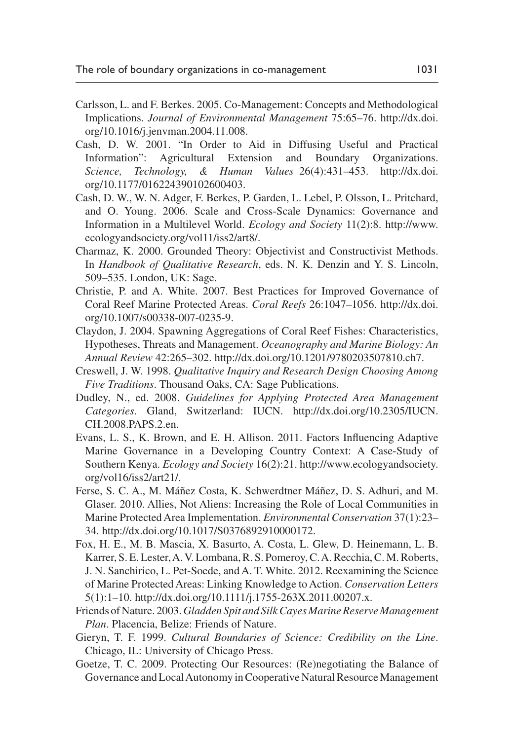Carlsson, L. and F. Berkes. 2005. Co-Management: Concepts and Methodological Implications. *Journal of Environmental Management* 75:65–76. http://dx.doi.org/10.1016/j.jenvman.2004.11.008.

Cash, D. W. 2001. "In Order to Aid in Diffusing Useful and Practical Information": Agricultural Extension and Boundary Organizations. *Science, Technology, & Human Values* 26(4):431–453. http://dx.doi.org/10.1177/016224390102600403.

Cash, D. W., W. N. Adger, F. Berkes, P. Garden, L. Lebel, P. Olsson, L. Pritchard, and O. Young. 2006. Scale and Cross-Scale Dynamics: Governance and Information in a Multilevel World. *Ecology and Society* 11(2):8. http://www.ecologyandsociety.org/vol11/iss2/art8/.

Charmaz, K. 2000. Grounded Theory: Objectivist and Constructivist Methods. In *Handbook of Qualitative Research*, eds. N. K. Denzin and Y. S. Lincoln, 509–535. London, UK: Sage.

Christie, P. and A. White. 2007. Best Practices for Improved Governance of Coral Reef Marine Protected Areas. *Coral Reefs* 26:1047–1056. http://dx.doi.org/10.1007/s00338-007-0235-9.

Claydon, J. 2004. Spawning Aggregations of Coral Reef Fishes: Characteristics, Hypotheses, Threats and Management. *Oceanography and Marine Biology: An Annual Review* 42:265–302. http://dx.doi.org/10.1201/9780203507810.ch7.

Creswell, J. W. 1998. *Qualitative Inquiry and Research Design Choosing Among Five Traditions*. Thousand Oaks, CA: Sage Publications.

Dudley, N., ed. 2008. *Guidelines for Applying Protected Area Management Categories*. Gland, Switzerland: IUCN. http://dx.doi.org/10.2305/IUCN.CH.2008.PAPS.2.en.

Evans, L. S., K. Brown, and E. H. Allison. 2011. Factors Influencing Adaptive Marine Governance in a Developing Country Context: A Case-Study of Southern Kenya. *Ecology and Society* 16(2):21. http://www.ecologyandsociety.org/vol16/iss2/art21/.

Ferse, S. C. A., M. Máñez Costa, K. Schwerdtner Máñez, D. S. Adhuri, and M. Glaser. 2010. Allies, Not Aliens: Increasing the Role of Local Communities in Marine Protected Area Implementation. *Environmental Conservation* 37(1):23–34. http://dx.doi.org/10.1017/S0376892910000172.

Fox, H. E., M. B. Mascia, X. Basurto, A. Costa, L. Glew, D. Heinemann, L. B. Karrer, S. E. Lester, A. V. Lombana, R. S. Pomeroy, C. A. Recchia, C. M. Roberts, J. N. Sanchirico, L. Pet-Soede, and A. T. White. 2012. Reexamining the Science of Marine Protected Areas: Linking Knowledge to Action. *Conservation Letters* 5(1):1–10. http://dx.doi.org/10.1111/j.1755-263X.2011.00207.x.

Friends of Nature. 2003. *Gladden Spit and Silk Cayes Marine Reserve Management Plan*. Placencia, Belize: Friends of Nature.

Gieryn, T. F. 1999. *Cultural Boundaries of Science: Credibility on the Line*. Chicago, IL: University of Chicago Press.

Goetze, T. C. 2009. Protecting Our Resources: (Re)negotiating the Balance of Governance and Local Autonomy in Cooperative Natural Resource Management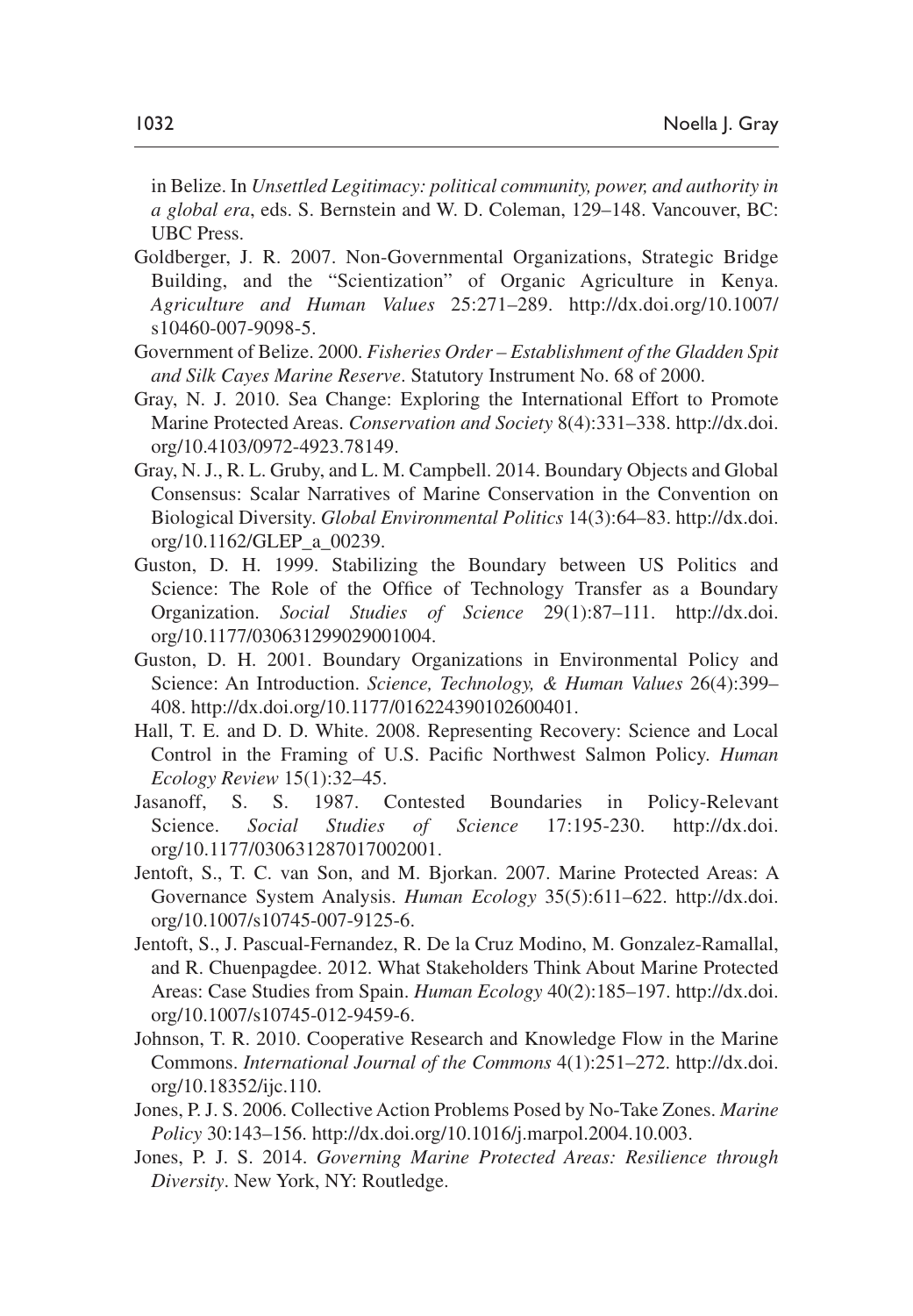in Belize. In *Unsettled Legitimacy: political community, power, and authority in a global era*, eds. S. Bernstein and W. D. Coleman, 129–148. Vancouver, BC: UBC Press.

Goldberger, J. R. 2007. Non-Governmental Organizations, Strategic Bridge Building, and the "Scientization" of Organic Agriculture in Kenya. *Agriculture and Human Values* 25:271–289. http://dx.doi.org/10.1007/s10460-007-9098-5.

Government of Belize. 2000. *Fisheries Order – Establishment of the Gladden Spit and Silk Cayes Marine Reserve*. Statutory Instrument No. 68 of 2000.

Gray, N. J. 2010. Sea Change: Exploring the International Effort to Promote Marine Protected Areas. *Conservation and Society* 8(4):331–338. http://dx.doi.org/10.4103/0972-4923.78149.

Gray, N. J., R. L. Gruby, and L. M. Campbell. 2014. Boundary Objects and Global Consensus: Scalar Narratives of Marine Conservation in the Convention on Biological Diversity. *Global Environmental Politics* 14(3):64–83. http://dx.doi.org/10.1162/GLEP_a_00239.

Guston, D. H. 1999. Stabilizing the Boundary between US Politics and Science: The Role of the Office of Technology Transfer as a Boundary Organization. *Social Studies of Science* 29(1):87–111. http://dx.doi.org/10.1177/030631299029001004.

Guston, D. H. 2001. Boundary Organizations in Environmental Policy and Science: An Introduction. *Science, Technology, & Human Values* 26(4):399–408. http://dx.doi.org/10.1177/016224390102600401.

Hall, T. E. and D. D. White. 2008. Representing Recovery: Science and Local Control in the Framing of U.S. Pacific Northwest Salmon Policy. *Human Ecology Review* 15(1):32–45.

Jasanoff, S. S. 1987. Contested Boundaries in Policy-Relevant Science. *Social Studies of Science* 17:195-230. http://dx.doi.org/10.1177/030631287017002001.

Jentoft, S., T. C. van Son, and M. Bjorkan. 2007. Marine Protected Areas: A Governance System Analysis. *Human Ecology* 35(5):611–622. http://dx.doi.org/10.1007/s10745-007-9125-6.

Jentoft, S., J. Pascual-Fernandez, R. De la Cruz Modino, M. Gonzalez-Ramallal, and R. Chuenpagdee. 2012. What Stakeholders Think About Marine Protected Areas: Case Studies from Spain. *Human Ecology* 40(2):185–197. http://dx.doi.org/10.1007/s10745-012-9459-6.

Johnson, T. R. 2010. Cooperative Research and Knowledge Flow in the Marine Commons. *International Journal of the Commons* 4(1):251–272. http://dx.doi.org/10.18352/ijc.110.

Jones, P. J. S. 2006. Collective Action Problems Posed by No-Take Zones. *Marine Policy* 30:143–156. http://dx.doi.org/10.1016/j.marpol.2004.10.003.

Jones, P. J. S. 2014. *Governing Marine Protected Areas: Resilience through Diversity*. New York, NY: Routledge.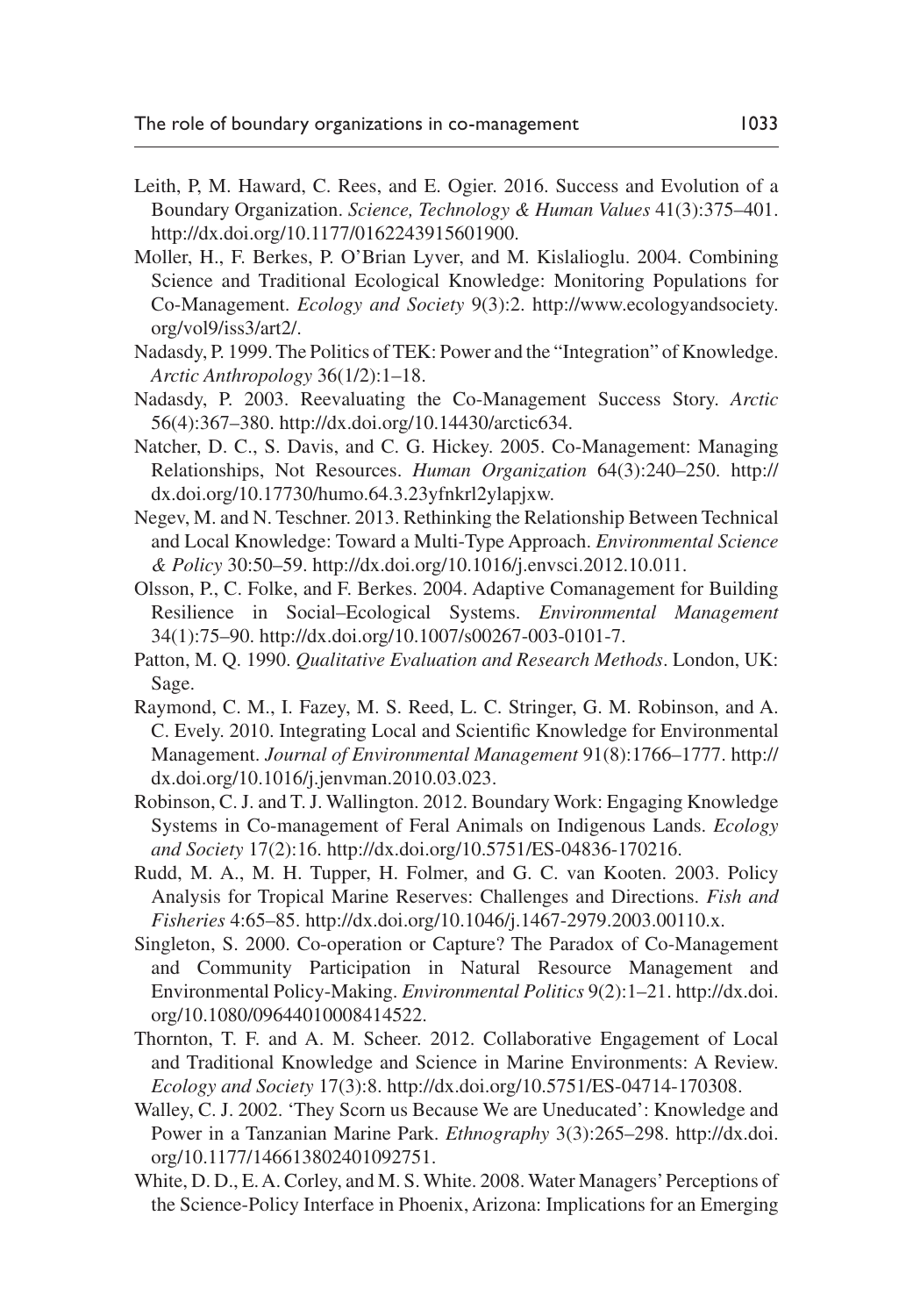Leith, P, M. Haward, C. Rees, and E. Ogier. 2016. Success and Evolution of a Boundary Organization. *Science, Technology & Human Values* 41(3):375–401. http://dx.doi.org/10.1177/0162243915601900.

Moller, H., F. Berkes, P. O'Brian Lyver, and M. Kislalioglu. 2004. Combining Science and Traditional Ecological Knowledge: Monitoring Populations for Co-Management. *Ecology and Society* 9(3):2. http://www.ecologyandsociety.org/vol9/iss3/art2/.

Nadasdy, P. 1999. The Politics of TEK: Power and the "Integration" of Knowledge. *Arctic Anthropology* 36(1/2):1–18.

Nadasdy, P. 2003. Reevaluating the Co-Management Success Story. *Arctic* 56(4):367–380. http://dx.doi.org/10.14430/arctic634.

Natcher, D. C., S. Davis, and C. G. Hickey. 2005. Co-Management: Managing Relationships, Not Resources. *Human Organization* 64(3):240–250. http://dx.doi.org/10.17730/humo.64.3.23yfnkrl2ylapjxw.

Negev, M. and N. Teschner. 2013. Rethinking the Relationship Between Technical and Local Knowledge: Toward a Multi-Type Approach. *Environmental Science & Policy* 30:50–59. http://dx.doi.org/10.1016/j.envsci.2012.10.011.

Olsson, P., C. Folke, and F. Berkes. 2004. Adaptive Comanagement for Building Resilience in Social–Ecological Systems. *Environmental Management* 34(1):75–90. http://dx.doi.org/10.1007/s00267-003-0101-7.

Patton, M. Q. 1990. *Qualitative Evaluation and Research Methods*. London, UK: Sage.

Raymond, C. M., I. Fazey, M. S. Reed, L. C. Stringer, G. M. Robinson, and A. C. Evely. 2010. Integrating Local and Scientific Knowledge for Environmental Management. *Journal of Environmental Management* 91(8):1766–1777. http://dx.doi.org/10.1016/j.jenvman.2010.03.023.

Robinson, C. J. and T. J. Wallington. 2012. Boundary Work: Engaging Knowledge Systems in Co-management of Feral Animals on Indigenous Lands. *Ecology and Society* 17(2):16. http://dx.doi.org/10.5751/ES-04836-170216.

Rudd, M. A., M. H. Tupper, H. Folmer, and G. C. van Kooten. 2003. Policy Analysis for Tropical Marine Reserves: Challenges and Directions. *Fish and Fisheries* 4:65–85. http://dx.doi.org/10.1046/j.1467-2979.2003.00110.x.

Singleton, S. 2000. Co-operation or Capture? The Paradox of Co-Management and Community Participation in Natural Resource Management and Environmental Policy-Making. *Environmental Politics* 9(2):1–21. http://dx.doi.org/10.1080/09644010008414522.

Thornton, T. F. and A. M. Scheer. 2012. Collaborative Engagement of Local and Traditional Knowledge and Science in Marine Environments: A Review. *Ecology and Society* 17(3):8. http://dx.doi.org/10.5751/ES-04714-170308.

Walley, C. J. 2002. 'They Scorn us Because We are Uneducated': Knowledge and Power in a Tanzanian Marine Park. *Ethnography* 3(3):265–298. http://dx.doi.org/10.1177/146613802401092751.

White, D. D., E. A. Corley, and M. S. White. 2008. Water Managers' Perceptions of the Science-Policy Interface in Phoenix, Arizona: Implications for an Emerging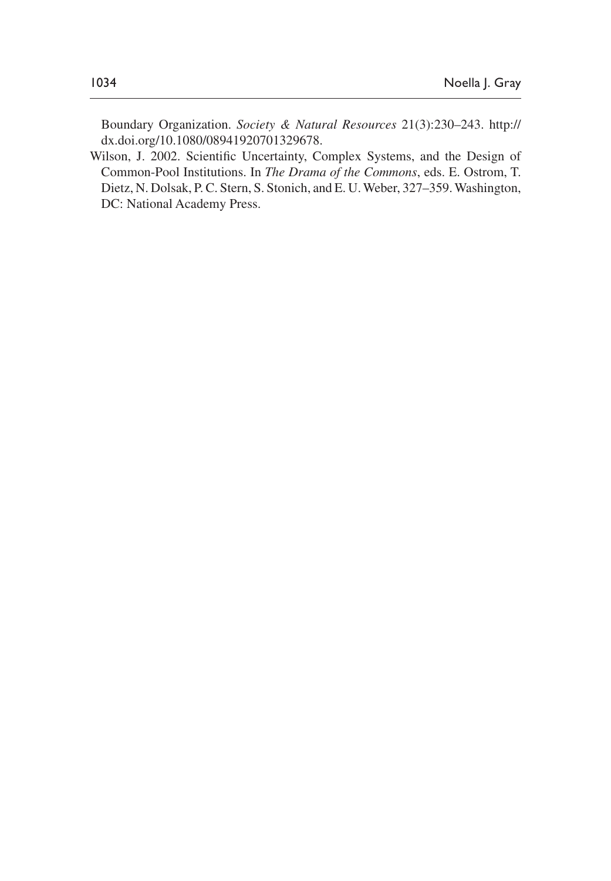Boundary Organization. *Society & Natural Resources* 21(3):230–243. http://dx.doi.org/10.1080/08941920701329678.

Wilson, J. 2002. Scientific Uncertainty, Complex Systems, and the Design of Common-Pool Institutions. In *The Drama of the Commons*, eds. E. Ostrom, T. Dietz, N. Dolsak, P. C. Stern, S. Stonich, and E. U. Weber, 327–359. Washington, DC: National Academy Press.